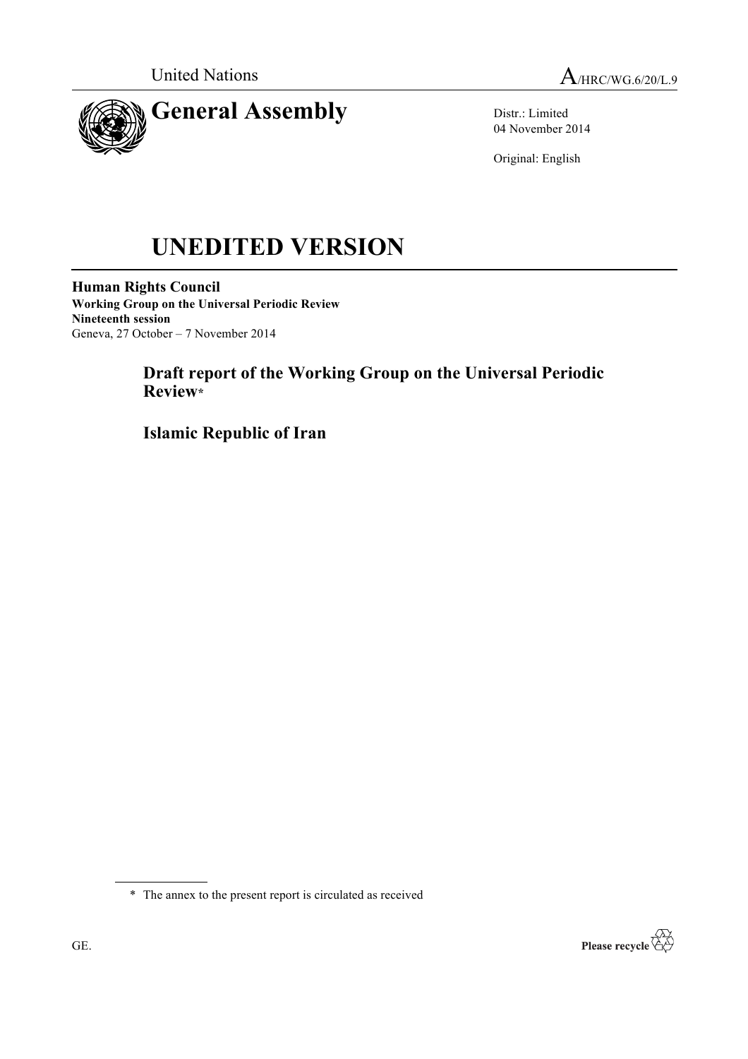United Nations A/HRC/WG.6/20/L.9

# General Assembly

Distr.: Limited
04 November 2014

Original: English

# UNEDITED VERSION

**Human Rights Council**
**Working Group on the Universal Periodic Review**
**Nineteenth session**
Geneva, 27 October – 7 November 2014

## Draft report of the Working Group on the Universal Periodic Review*

## Islamic Republic of Iran

* The annex to the present report is circulated as received

GE. Please recycle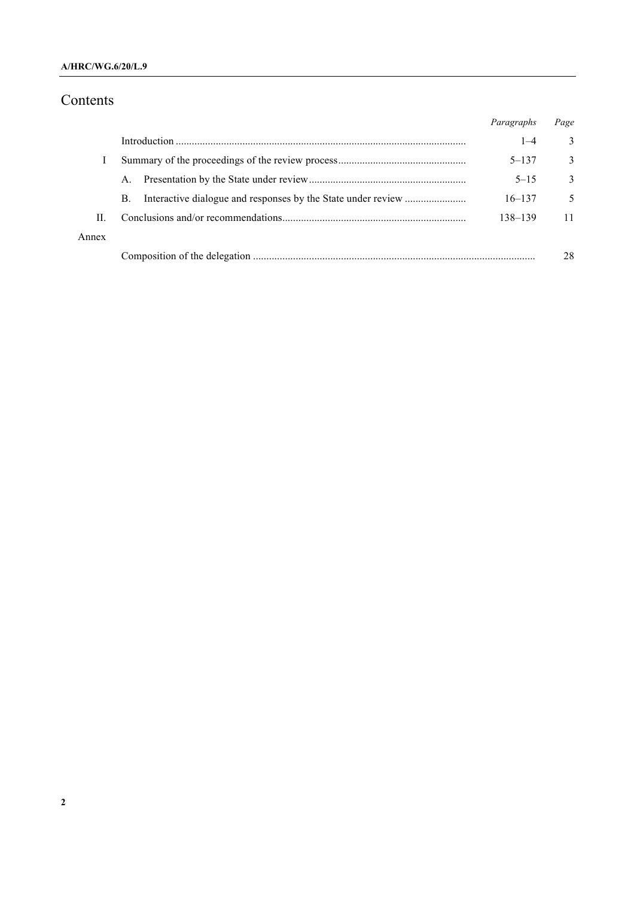# Contents

|  |  | *Paragraphs* | *Page* |
|---|---|---|---|
|  | Introduction | 1–4 | 3 |
| I | Summary of the proceedings of the review process | 5–137 | 3 |
|  | A. Presentation by the State under review | 5–15 | 3 |
|  | B. Interactive dialogue and responses by the State under review | 16–137 | 5 |
| II. | Conclusions and/or recommendations | 138–139 | 11 |
| Annex |  |  |  |
|  | Composition of the delegation |  | 28 |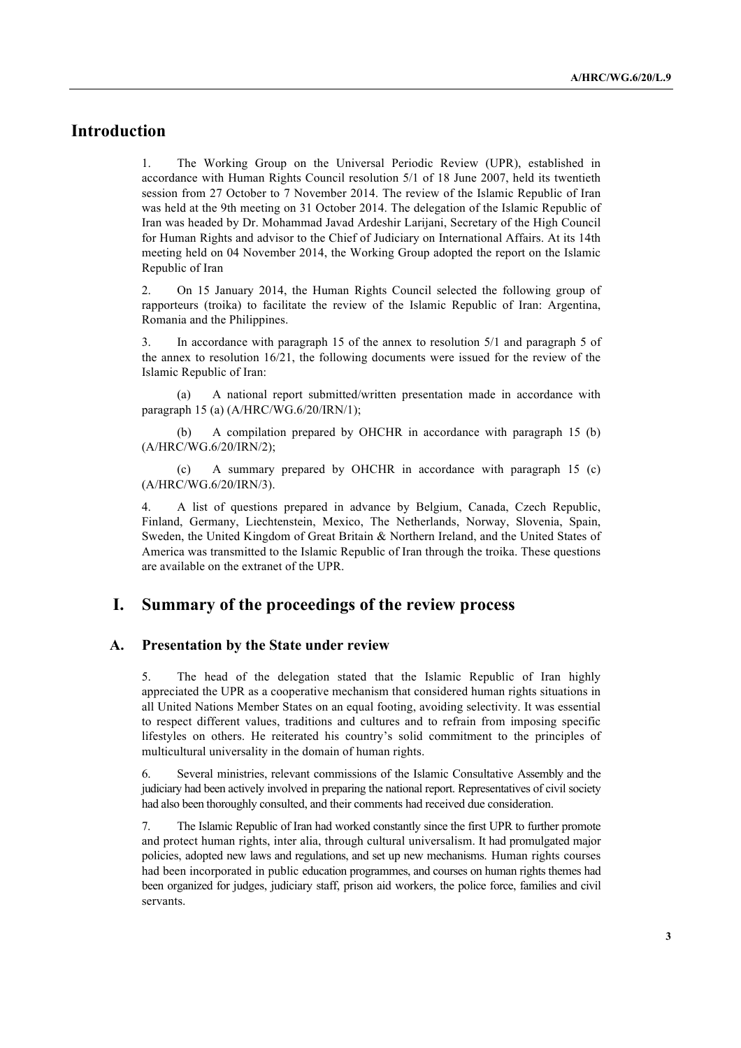## Introduction

1. The Working Group on the Universal Periodic Review (UPR), established in accordance with Human Rights Council resolution 5/1 of 18 June 2007, held its twentieth session from 27 October to 7 November 2014. The review of the Islamic Republic of Iran was held at the 9th meeting on 31 October 2014. The delegation of the Islamic Republic of Iran was headed by Dr. Mohammad Javad Ardeshir Larijani, Secretary of the High Council for Human Rights and advisor to the Chief of Judiciary on International Affairs. At its 14th meeting held on 04 November 2014, the Working Group adopted the report on the Islamic Republic of Iran

2. On 15 January 2014, the Human Rights Council selected the following group of rapporteurs (troika) to facilitate the review of the Islamic Republic of Iran: Argentina, Romania and the Philippines.

3. In accordance with paragraph 15 of the annex to resolution 5/1 and paragraph 5 of the annex to resolution 16/21, the following documents were issued for the review of the Islamic Republic of Iran:

(a) A national report submitted/written presentation made in accordance with paragraph 15 (a) (A/HRC/WG.6/20/IRN/1);

(b) A compilation prepared by OHCHR in accordance with paragraph 15 (b) (A/HRC/WG.6/20/IRN/2);

(c) A summary prepared by OHCHR in accordance with paragraph 15 (c) (A/HRC/WG.6/20/IRN/3).

4. A list of questions prepared in advance by Belgium, Canada, Czech Republic, Finland, Germany, Liechtenstein, Mexico, The Netherlands, Norway, Slovenia, Spain, Sweden, the United Kingdom of Great Britain & Northern Ireland, and the United States of America was transmitted to the Islamic Republic of Iran through the troika. These questions are available on the extranet of the UPR.

## I. Summary of the proceedings of the review process

### A. Presentation by the State under review

5. The head of the delegation stated that the Islamic Republic of Iran highly appreciated the UPR as a cooperative mechanism that considered human rights situations in all United Nations Member States on an equal footing, avoiding selectivity. It was essential to respect different values, traditions and cultures and to refrain from imposing specific lifestyles on others. He reiterated his country's solid commitment to the principles of multicultural universality in the domain of human rights.

6. Several ministries, relevant commissions of the Islamic Consultative Assembly and the judiciary had been actively involved in preparing the national report. Representatives of civil society had also been thoroughly consulted, and their comments had received due consideration.

7. The Islamic Republic of Iran had worked constantly since the first UPR to further promote and protect human rights, inter alia, through cultural universalism. It had promulgated major policies, adopted new laws and regulations, and set up new mechanisms. Human rights courses had been incorporated in public education programmes, and courses on human rights themes had been organized for judges, judiciary staff, prison aid workers, the police force, families and civil servants.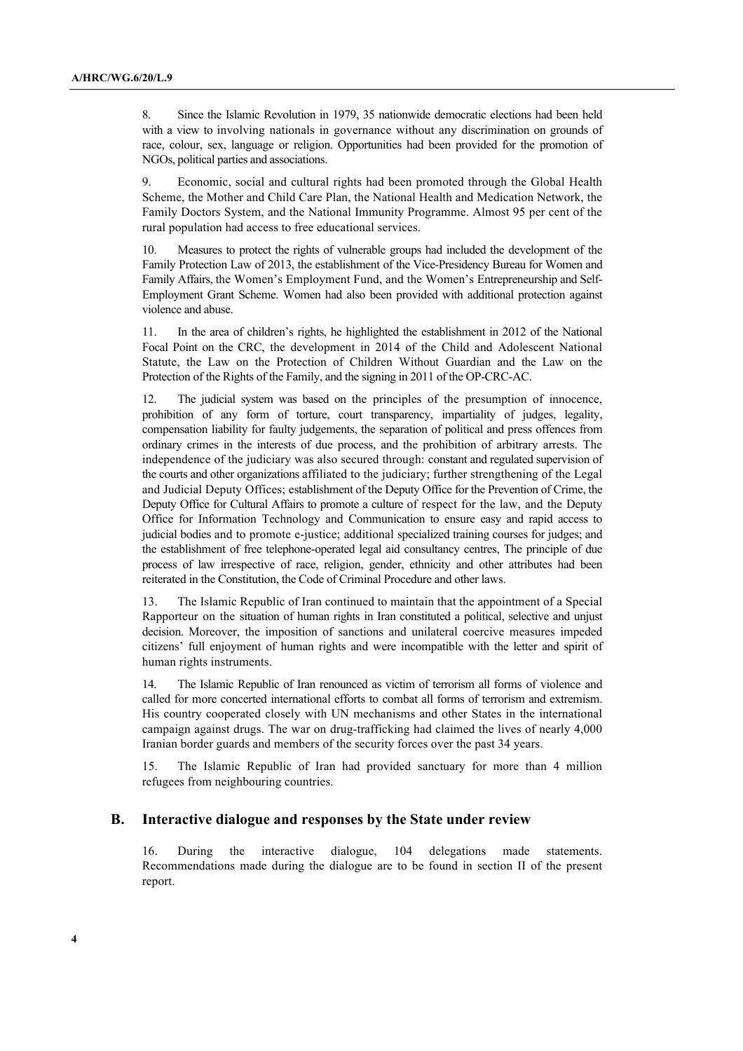8. Since the Islamic Revolution in 1979, 35 nationwide democratic elections had been held with a view to involving nationals in governance without any discrimination on grounds of race, colour, sex, language or religion. Opportunities had been provided for the promotion of NGOs, political parties and associations.

9. Economic, social and cultural rights had been promoted through the Global Health Scheme, the Mother and Child Care Plan, the National Health and Medication Network, the Family Doctors System, and the National Immunity Programme. Almost 95 per cent of the rural population had access to free educational services.

10. Measures to protect the rights of vulnerable groups had included the development of the Family Protection Law of 2013, the establishment of the Vice-Presidency Bureau for Women and Family Affairs, the Women's Employment Fund, and the Women's Entrepreneurship and Self-Employment Grant Scheme. Women had also been provided with additional protection against violence and abuse.

11. In the area of children's rights, he highlighted the establishment in 2012 of the National Focal Point on the CRC, the development in 2014 of the Child and Adolescent National Statute, the Law on the Protection of Children Without Guardian and the Law on the Protection of the Rights of the Family, and the signing in 2011 of the OP-CRC-AC.

12. The judicial system was based on the principles of the presumption of innocence, prohibition of any form of torture, court transparency, impartiality of judges, legality, compensation liability for faulty judgements, the separation of political and press offences from ordinary crimes in the interests of due process, and the prohibition of arbitrary arrests. The independence of the judiciary was also secured through: constant and regulated supervision of the courts and other organizations affiliated to the judiciary; further strengthening of the Legal and Judicial Deputy Offices; establishment of the Deputy Office for the Prevention of Crime, the Deputy Office for Cultural Affairs to promote a culture of respect for the law, and the Deputy Office for Information Technology and Communication to ensure easy and rapid access to judicial bodies and to promote e-justice; additional specialized training courses for judges; and the establishment of free telephone-operated legal aid consultancy centres, The principle of due process of law irrespective of race, religion, gender, ethnicity and other attributes had been reiterated in the Constitution, the Code of Criminal Procedure and other laws.

13. The Islamic Republic of Iran continued to maintain that the appointment of a Special Rapporteur on the situation of human rights in Iran constituted a political, selective and unjust decision. Moreover, the imposition of sanctions and unilateral coercive measures impeded citizens' full enjoyment of human rights and were incompatible with the letter and spirit of human rights instruments.

14. The Islamic Republic of Iran renounced as victim of terrorism all forms of violence and called for more concerted international efforts to combat all forms of terrorism and extremism. His country cooperated closely with UN mechanisms and other States in the international campaign against drugs. The war on drug-trafficking had claimed the lives of nearly 4,000 Iranian border guards and members of the security forces over the past 34 years.

15. The Islamic Republic of Iran had provided sanctuary for more than 4 million refugees from neighbouring countries.

## B. Interactive dialogue and responses by the State under review

16. During the interactive dialogue, 104 delegations made statements. Recommendations made during the dialogue are to be found in section II of the present report.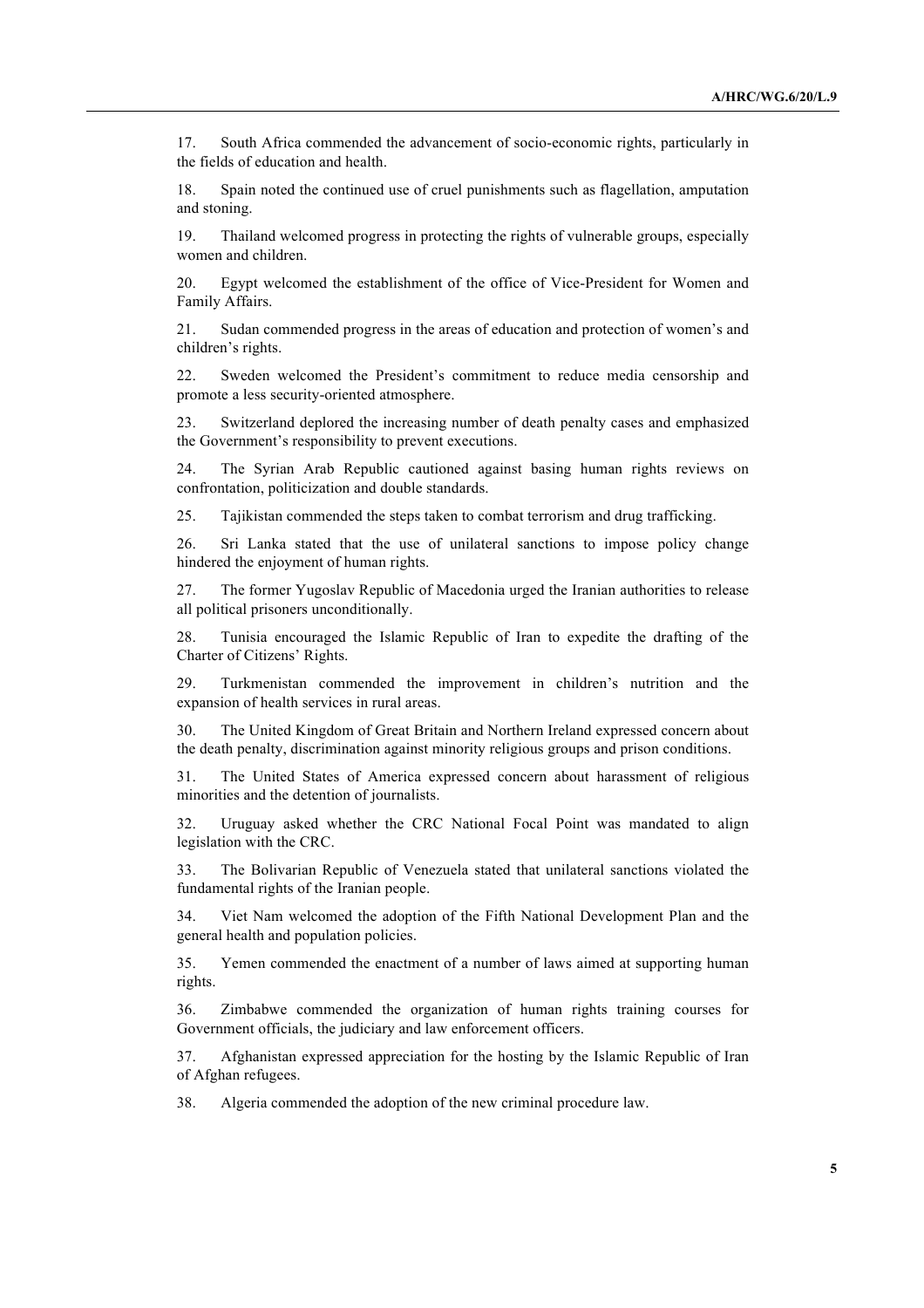17. South Africa commended the advancement of socio-economic rights, particularly in the fields of education and health.

18. Spain noted the continued use of cruel punishments such as flagellation, amputation and stoning.

19. Thailand welcomed progress in protecting the rights of vulnerable groups, especially women and children.

20. Egypt welcomed the establishment of the office of Vice-President for Women and Family Affairs.

21. Sudan commended progress in the areas of education and protection of women's and children's rights.

22. Sweden welcomed the President's commitment to reduce media censorship and promote a less security-oriented atmosphere.

23. Switzerland deplored the increasing number of death penalty cases and emphasized the Government's responsibility to prevent executions.

24. The Syrian Arab Republic cautioned against basing human rights reviews on confrontation, politicization and double standards.

25. Tajikistan commended the steps taken to combat terrorism and drug trafficking.

26. Sri Lanka stated that the use of unilateral sanctions to impose policy change hindered the enjoyment of human rights.

27. The former Yugoslav Republic of Macedonia urged the Iranian authorities to release all political prisoners unconditionally.

28. Tunisia encouraged the Islamic Republic of Iran to expedite the drafting of the Charter of Citizens' Rights.

29. Turkmenistan commended the improvement in children's nutrition and the expansion of health services in rural areas.

30. The United Kingdom of Great Britain and Northern Ireland expressed concern about the death penalty, discrimination against minority religious groups and prison conditions.

31. The United States of America expressed concern about harassment of religious minorities and the detention of journalists.

32. Uruguay asked whether the CRC National Focal Point was mandated to align legislation with the CRC.

33. The Bolivarian Republic of Venezuela stated that unilateral sanctions violated the fundamental rights of the Iranian people.

34. Viet Nam welcomed the adoption of the Fifth National Development Plan and the general health and population policies.

35. Yemen commended the enactment of a number of laws aimed at supporting human rights.

36. Zimbabwe commended the organization of human rights training courses for Government officials, the judiciary and law enforcement officers.

37. Afghanistan expressed appreciation for the hosting by the Islamic Republic of Iran of Afghan refugees.

38. Algeria commended the adoption of the new criminal procedure law.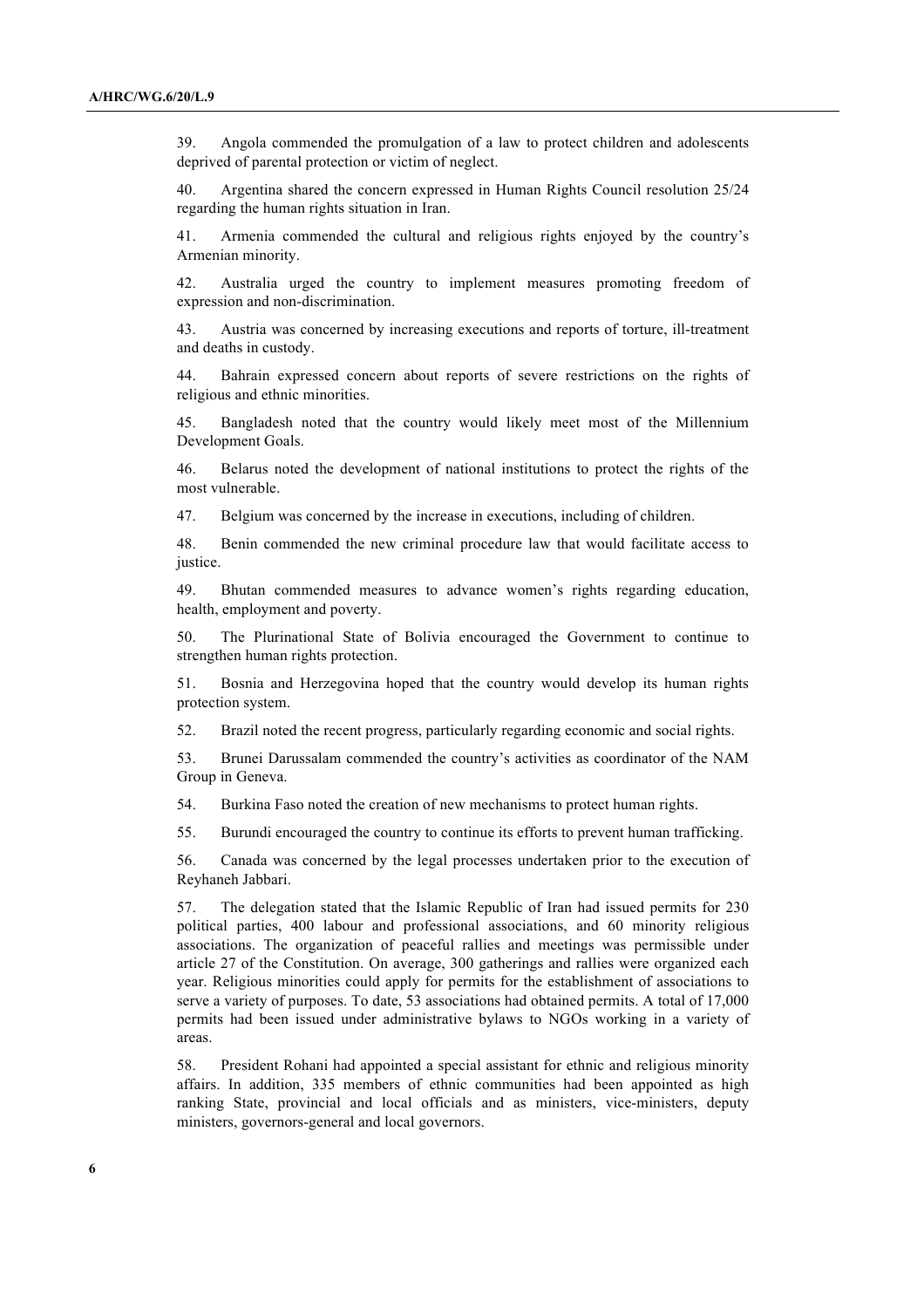39. Angola commended the promulgation of a law to protect children and adolescents deprived of parental protection or victim of neglect.

40. Argentina shared the concern expressed in Human Rights Council resolution 25/24 regarding the human rights situation in Iran.

41. Armenia commended the cultural and religious rights enjoyed by the country's Armenian minority.

42. Australia urged the country to implement measures promoting freedom of expression and non-discrimination.

43. Austria was concerned by increasing executions and reports of torture, ill-treatment and deaths in custody.

44. Bahrain expressed concern about reports of severe restrictions on the rights of religious and ethnic minorities.

45. Bangladesh noted that the country would likely meet most of the Millennium Development Goals.

46. Belarus noted the development of national institutions to protect the rights of the most vulnerable.

47. Belgium was concerned by the increase in executions, including of children.

48. Benin commended the new criminal procedure law that would facilitate access to justice.

49. Bhutan commended measures to advance women's rights regarding education, health, employment and poverty.

50. The Plurinational State of Bolivia encouraged the Government to continue to strengthen human rights protection.

51. Bosnia and Herzegovina hoped that the country would develop its human rights protection system.

52. Brazil noted the recent progress, particularly regarding economic and social rights.

53. Brunei Darussalam commended the country's activities as coordinator of the NAM Group in Geneva.

54. Burkina Faso noted the creation of new mechanisms to protect human rights.

55. Burundi encouraged the country to continue its efforts to prevent human trafficking.

56. Canada was concerned by the legal processes undertaken prior to the execution of Reyhaneh Jabbari.

57. The delegation stated that the Islamic Republic of Iran had issued permits for 230 political parties, 400 labour and professional associations, and 60 minority religious associations. The organization of peaceful rallies and meetings was permissible under article 27 of the Constitution. On average, 300 gatherings and rallies were organized each year. Religious minorities could apply for permits for the establishment of associations to serve a variety of purposes. To date, 53 associations had obtained permits. A total of 17,000 permits had been issued under administrative bylaws to NGOs working in a variety of areas.

58. President Rohani had appointed a special assistant for ethnic and religious minority affairs. In addition, 335 members of ethnic communities had been appointed as high ranking State, provincial and local officials and as ministers, vice-ministers, deputy ministers, governors-general and local governors.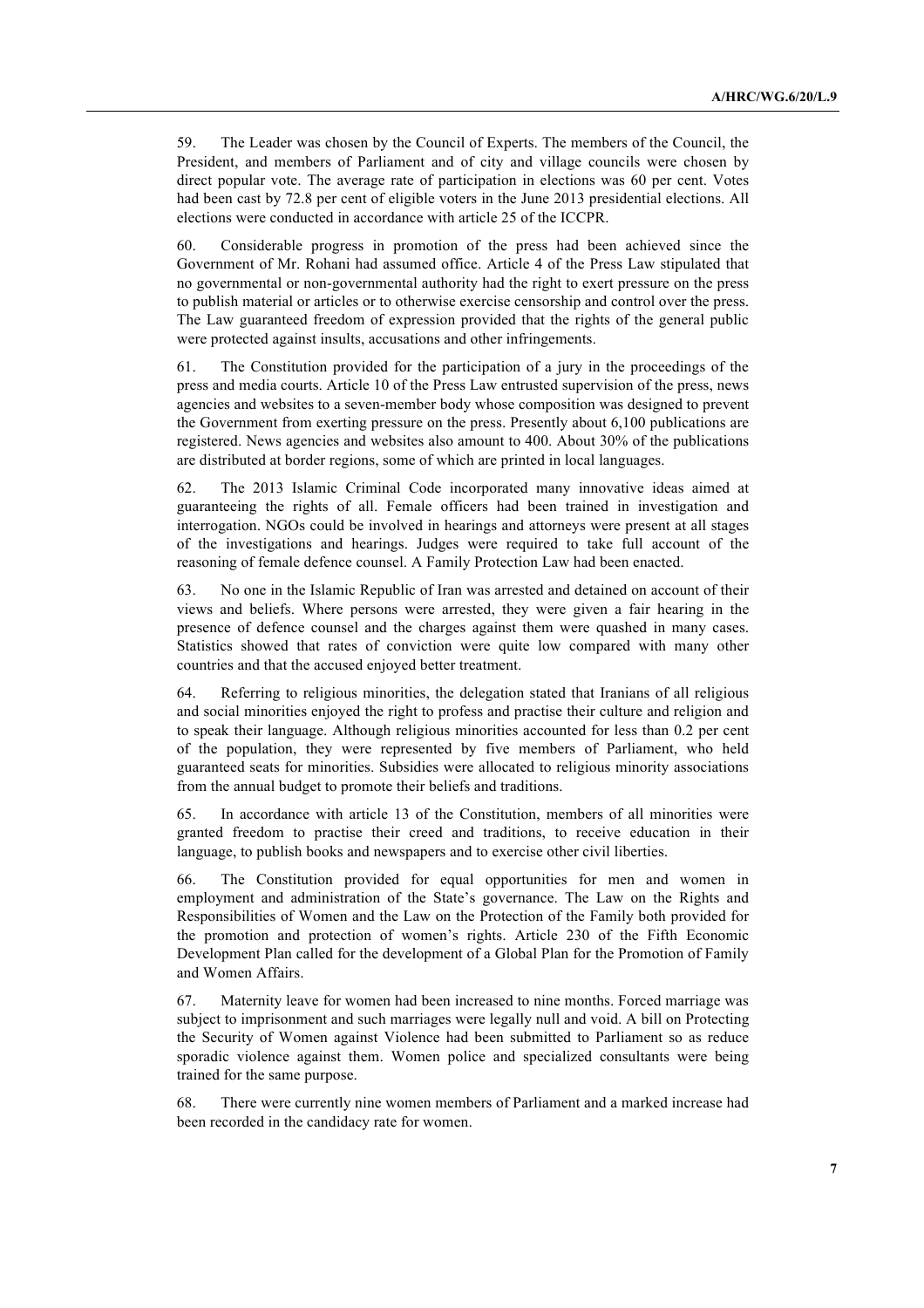59. The Leader was chosen by the Council of Experts. The members of the Council, the President, and members of Parliament and of city and village councils were chosen by direct popular vote. The average rate of participation in elections was 60 per cent. Votes had been cast by 72.8 per cent of eligible voters in the June 2013 presidential elections. All elections were conducted in accordance with article 25 of the ICCPR.

60. Considerable progress in promotion of the press had been achieved since the Government of Mr. Rohani had assumed office. Article 4 of the Press Law stipulated that no governmental or non-governmental authority had the right to exert pressure on the press to publish material or articles or to otherwise exercise censorship and control over the press. The Law guaranteed freedom of expression provided that the rights of the general public were protected against insults, accusations and other infringements.

61. The Constitution provided for the participation of a jury in the proceedings of the press and media courts. Article 10 of the Press Law entrusted supervision of the press, news agencies and websites to a seven-member body whose composition was designed to prevent the Government from exerting pressure on the press. Presently about 6,100 publications are registered. News agencies and websites also amount to 400. About 30% of the publications are distributed at border regions, some of which are printed in local languages.

62. The 2013 Islamic Criminal Code incorporated many innovative ideas aimed at guaranteeing the rights of all. Female officers had been trained in investigation and interrogation. NGOs could be involved in hearings and attorneys were present at all stages of the investigations and hearings. Judges were required to take full account of the reasoning of female defence counsel. A Family Protection Law had been enacted.

63. No one in the Islamic Republic of Iran was arrested and detained on account of their views and beliefs. Where persons were arrested, they were given a fair hearing in the presence of defence counsel and the charges against them were quashed in many cases. Statistics showed that rates of conviction were quite low compared with many other countries and that the accused enjoyed better treatment.

64. Referring to religious minorities, the delegation stated that Iranians of all religious and social minorities enjoyed the right to profess and practise their culture and religion and to speak their language. Although religious minorities accounted for less than 0.2 per cent of the population, they were represented by five members of Parliament, who held guaranteed seats for minorities. Subsidies were allocated to religious minority associations from the annual budget to promote their beliefs and traditions.

65. In accordance with article 13 of the Constitution, members of all minorities were granted freedom to practise their creed and traditions, to receive education in their language, to publish books and newspapers and to exercise other civil liberties.

66. The Constitution provided for equal opportunities for men and women in employment and administration of the State's governance. The Law on the Rights and Responsibilities of Women and the Law on the Protection of the Family both provided for the promotion and protection of women's rights. Article 230 of the Fifth Economic Development Plan called for the development of a Global Plan for the Promotion of Family and Women Affairs.

67. Maternity leave for women had been increased to nine months. Forced marriage was subject to imprisonment and such marriages were legally null and void. A bill on Protecting the Security of Women against Violence had been submitted to Parliament so as reduce sporadic violence against them. Women police and specialized consultants were being trained for the same purpose.

68. There were currently nine women members of Parliament and a marked increase had been recorded in the candidacy rate for women.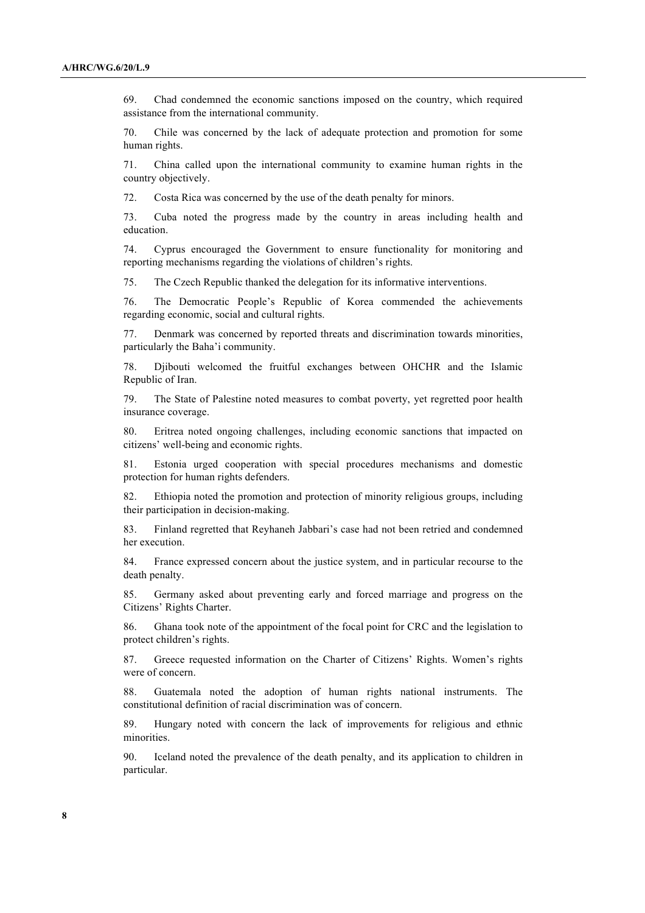69. Chad condemned the economic sanctions imposed on the country, which required assistance from the international community.

70. Chile was concerned by the lack of adequate protection and promotion for some human rights.

71. China called upon the international community to examine human rights in the country objectively.

72. Costa Rica was concerned by the use of the death penalty for minors.

73. Cuba noted the progress made by the country in areas including health and education.

74. Cyprus encouraged the Government to ensure functionality for monitoring and reporting mechanisms regarding the violations of children's rights.

75. The Czech Republic thanked the delegation for its informative interventions.

76. The Democratic People's Republic of Korea commended the achievements regarding economic, social and cultural rights.

77. Denmark was concerned by reported threats and discrimination towards minorities, particularly the Baha'i community.

78. Djibouti welcomed the fruitful exchanges between OHCHR and the Islamic Republic of Iran.

79. The State of Palestine noted measures to combat poverty, yet regretted poor health insurance coverage.

80. Eritrea noted ongoing challenges, including economic sanctions that impacted on citizens' well-being and economic rights.

81. Estonia urged cooperation with special procedures mechanisms and domestic protection for human rights defenders.

82. Ethiopia noted the promotion and protection of minority religious groups, including their participation in decision-making.

83. Finland regretted that Reyhaneh Jabbari's case had not been retried and condemned her execution.

84. France expressed concern about the justice system, and in particular recourse to the death penalty.

85. Germany asked about preventing early and forced marriage and progress on the Citizens' Rights Charter.

86. Ghana took note of the appointment of the focal point for CRC and the legislation to protect children's rights.

87. Greece requested information on the Charter of Citizens' Rights. Women's rights were of concern.

88. Guatemala noted the adoption of human rights national instruments. The constitutional definition of racial discrimination was of concern.

89. Hungary noted with concern the lack of improvements for religious and ethnic minorities.

90. Iceland noted the prevalence of the death penalty, and its application to children in particular.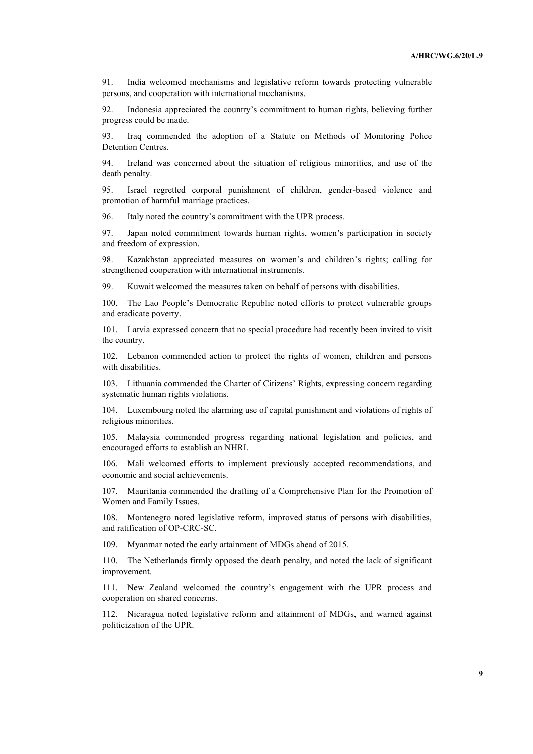91. India welcomed mechanisms and legislative reform towards protecting vulnerable persons, and cooperation with international mechanisms.

92. Indonesia appreciated the country's commitment to human rights, believing further progress could be made.

93. Iraq commended the adoption of a Statute on Methods of Monitoring Police Detention Centres.

94. Ireland was concerned about the situation of religious minorities, and use of the death penalty.

95. Israel regretted corporal punishment of children, gender-based violence and promotion of harmful marriage practices.

96. Italy noted the country's commitment with the UPR process.

97. Japan noted commitment towards human rights, women's participation in society and freedom of expression.

98. Kazakhstan appreciated measures on women's and children's rights; calling for strengthened cooperation with international instruments.

99. Kuwait welcomed the measures taken on behalf of persons with disabilities.

100. The Lao People's Democratic Republic noted efforts to protect vulnerable groups and eradicate poverty.

101. Latvia expressed concern that no special procedure had recently been invited to visit the country.

102. Lebanon commended action to protect the rights of women, children and persons with disabilities.

103. Lithuania commended the Charter of Citizens' Rights, expressing concern regarding systematic human rights violations.

104. Luxembourg noted the alarming use of capital punishment and violations of rights of religious minorities.

105. Malaysia commended progress regarding national legislation and policies, and encouraged efforts to establish an NHRI.

106. Mali welcomed efforts to implement previously accepted recommendations, and economic and social achievements.

107. Mauritania commended the drafting of a Comprehensive Plan for the Promotion of Women and Family Issues.

108. Montenegro noted legislative reform, improved status of persons with disabilities, and ratification of OP-CRC-SC.

109. Myanmar noted the early attainment of MDGs ahead of 2015.

110. The Netherlands firmly opposed the death penalty, and noted the lack of significant improvement.

111. New Zealand welcomed the country's engagement with the UPR process and cooperation on shared concerns.

112. Nicaragua noted legislative reform and attainment of MDGs, and warned against politicization of the UPR.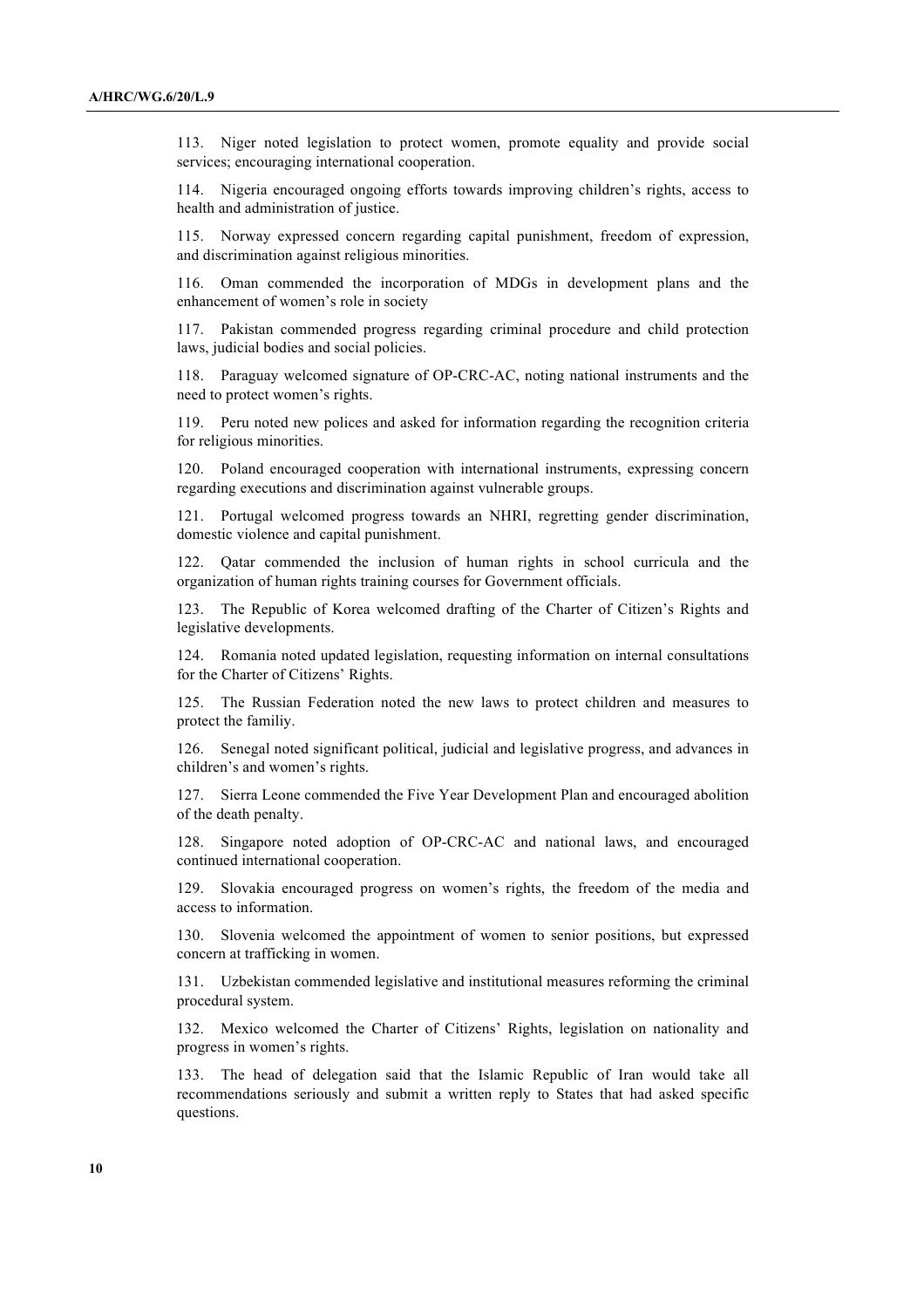113. Niger noted legislation to protect women, promote equality and provide social services; encouraging international cooperation.

114. Nigeria encouraged ongoing efforts towards improving children's rights, access to health and administration of justice.

115. Norway expressed concern regarding capital punishment, freedom of expression, and discrimination against religious minorities.

116. Oman commended the incorporation of MDGs in development plans and the enhancement of women's role in society

117. Pakistan commended progress regarding criminal procedure and child protection laws, judicial bodies and social policies.

118. Paraguay welcomed signature of OP-CRC-AC, noting national instruments and the need to protect women's rights.

119. Peru noted new polices and asked for information regarding the recognition criteria for religious minorities.

120. Poland encouraged cooperation with international instruments, expressing concern regarding executions and discrimination against vulnerable groups.

121. Portugal welcomed progress towards an NHRI, regretting gender discrimination, domestic violence and capital punishment.

122. Qatar commended the inclusion of human rights in school curricula and the organization of human rights training courses for Government officials.

123. The Republic of Korea welcomed drafting of the Charter of Citizen's Rights and legislative developments.

124. Romania noted updated legislation, requesting information on internal consultations for the Charter of Citizens' Rights.

125. The Russian Federation noted the new laws to protect children and measures to protect the familiy.

126. Senegal noted significant political, judicial and legislative progress, and advances in children's and women's rights.

127. Sierra Leone commended the Five Year Development Plan and encouraged abolition of the death penalty.

128. Singapore noted adoption of OP-CRC-AC and national laws, and encouraged continued international cooperation.

129. Slovakia encouraged progress on women's rights, the freedom of the media and access to information.

130. Slovenia welcomed the appointment of women to senior positions, but expressed concern at trafficking in women.

131. Uzbekistan commended legislative and institutional measures reforming the criminal procedural system.

132. Mexico welcomed the Charter of Citizens' Rights, legislation on nationality and progress in women's rights.

133. The head of delegation said that the Islamic Republic of Iran would take all recommendations seriously and submit a written reply to States that had asked specific questions.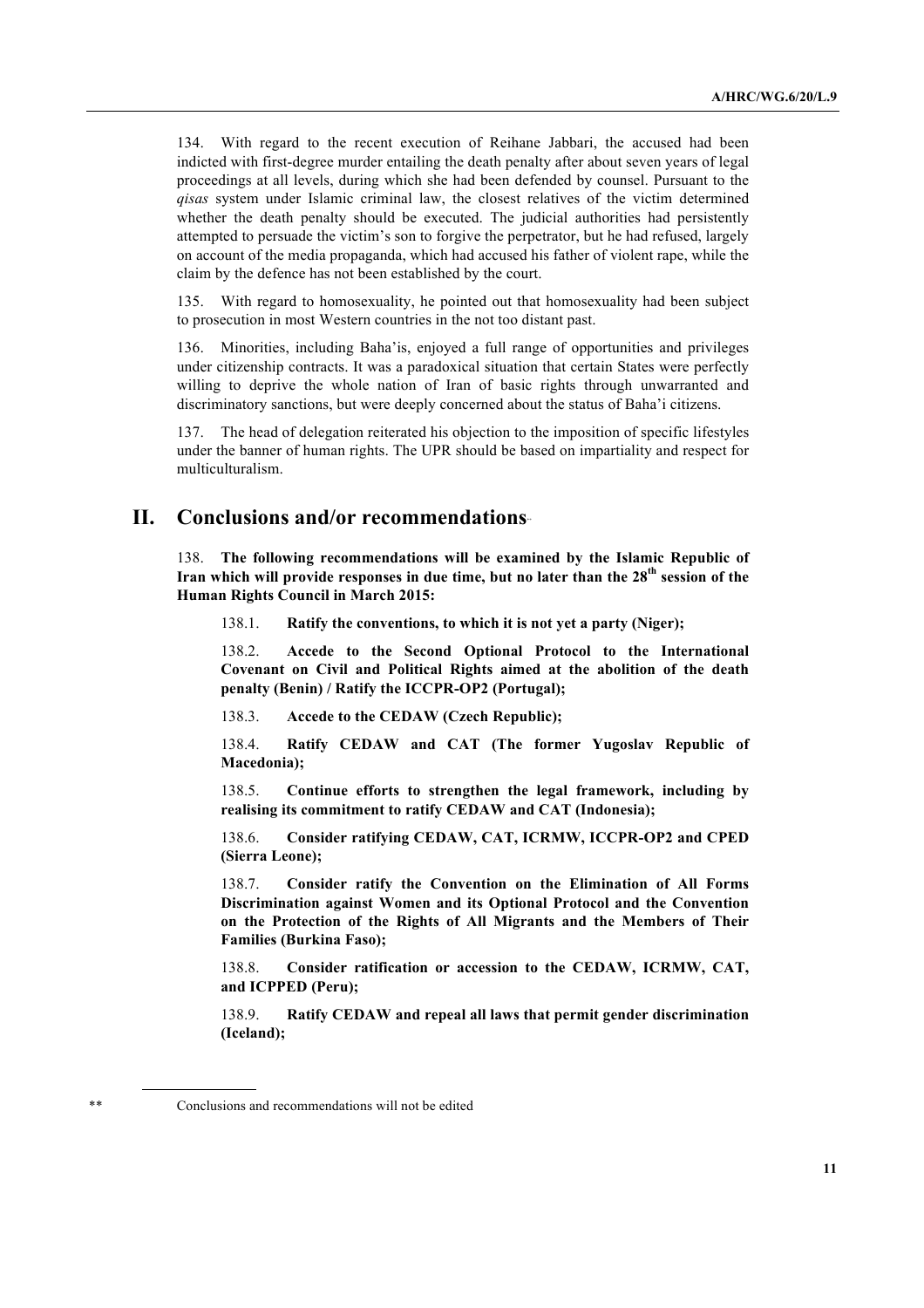134. With regard to the recent execution of Reihane Jabbari, the accused had been indicted with first-degree murder entailing the death penalty after about seven years of legal proceedings at all levels, during which she had been defended by counsel. Pursuant to the *qisas* system under Islamic criminal law, the closest relatives of the victim determined whether the death penalty should be executed. The judicial authorities had persistently attempted to persuade the victim's son to forgive the perpetrator, but he had refused, largely on account of the media propaganda, which had accused his father of violent rape, while the claim by the defence has not been established by the court.

135. With regard to homosexuality, he pointed out that homosexuality had been subject to prosecution in most Western countries in the not too distant past.

136. Minorities, including Baha'is, enjoyed a full range of opportunities and privileges under citizenship contracts. It was a paradoxical situation that certain States were perfectly willing to deprive the whole nation of Iran of basic rights through unwarranted and discriminatory sanctions, but were deeply concerned about the status of Baha'i citizens.

137. The head of delegation reiterated his objection to the imposition of specific lifestyles under the banner of human rights. The UPR should be based on impartiality and respect for multiculturalism.

## II. Conclusions and/or recommendations[**]

138. **The following recommendations will be examined by the Islamic Republic of Iran which will provide responses in due time, but no later than the 28th session of the Human Rights Council in March 2015:**

138.1. **Ratify the conventions, to which it is not yet a party (Niger);**

138.2. **Accede to the Second Optional Protocol to the International Covenant on Civil and Political Rights aimed at the abolition of the death penalty (Benin) / Ratify the ICCPR-OP2 (Portugal);**

138.3. **Accede to the CEDAW (Czech Republic);**

138.4. **Ratify CEDAW and CAT (The former Yugoslav Republic of Macedonia);**

138.5. **Continue efforts to strengthen the legal framework, including by realising its commitment to ratify CEDAW and CAT (Indonesia);**

138.6. **Consider ratifying CEDAW, CAT, ICRMW, ICCPR-OP2 and CPED (Sierra Leone);**

138.7. **Consider ratify the Convention on the Elimination of All Forms Discrimination against Women and its Optional Protocol and the Convention on the Protection of the Rights of All Migrants and the Members of Their Families (Burkina Faso);**

138.8. **Consider ratification or accession to the CEDAW, ICRMW, CAT, and ICPPED (Peru);**

138.9. **Ratify CEDAW and repeal all laws that permit gender discrimination (Iceland);**

---

[**] Conclusions and recommendations will not be edited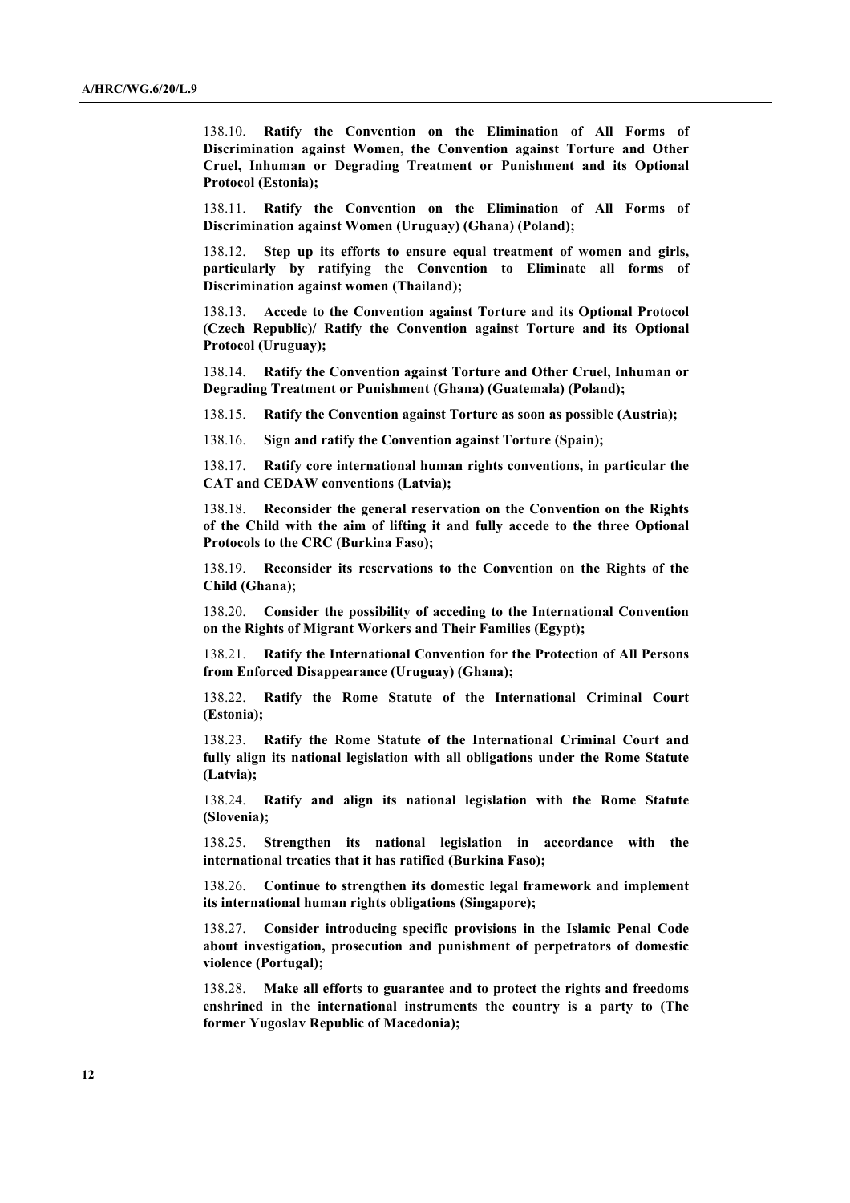138.10. **Ratify the Convention on the Elimination of All Forms of Discrimination against Women, the Convention against Torture and Other Cruel, Inhuman or Degrading Treatment or Punishment and its Optional Protocol (Estonia);**

138.11. **Ratify the Convention on the Elimination of All Forms of Discrimination against Women (Uruguay) (Ghana) (Poland);**

138.12. **Step up its efforts to ensure equal treatment of women and girls, particularly by ratifying the Convention to Eliminate all forms of Discrimination against women (Thailand);**

138.13. **Accede to the Convention against Torture and its Optional Protocol (Czech Republic)/ Ratify the Convention against Torture and its Optional Protocol (Uruguay);**

138.14. **Ratify the Convention against Torture and Other Cruel, Inhuman or Degrading Treatment or Punishment (Ghana) (Guatemala) (Poland);**

138.15. **Ratify the Convention against Torture as soon as possible (Austria);**

138.16. **Sign and ratify the Convention against Torture (Spain);**

138.17. **Ratify core international human rights conventions, in particular the CAT and CEDAW conventions (Latvia);**

138.18. **Reconsider the general reservation on the Convention on the Rights of the Child with the aim of lifting it and fully accede to the three Optional Protocols to the CRC (Burkina Faso);**

138.19. **Reconsider its reservations to the Convention on the Rights of the Child (Ghana);**

138.20. **Consider the possibility of acceding to the International Convention on the Rights of Migrant Workers and Their Families (Egypt);**

138.21. **Ratify the International Convention for the Protection of All Persons from Enforced Disappearance (Uruguay) (Ghana);**

138.22. **Ratify the Rome Statute of the International Criminal Court (Estonia);**

138.23. **Ratify the Rome Statute of the International Criminal Court and fully align its national legislation with all obligations under the Rome Statute (Latvia);**

138.24. **Ratify and align its national legislation with the Rome Statute (Slovenia);**

138.25. **Strengthen its national legislation in accordance with the international treaties that it has ratified (Burkina Faso);**

138.26. **Continue to strengthen its domestic legal framework and implement its international human rights obligations (Singapore);**

138.27. **Consider introducing specific provisions in the Islamic Penal Code about investigation, prosecution and punishment of perpetrators of domestic violence (Portugal);**

138.28. **Make all efforts to guarantee and to protect the rights and freedoms enshrined in the international instruments the country is a party to (The former Yugoslav Republic of Macedonia);**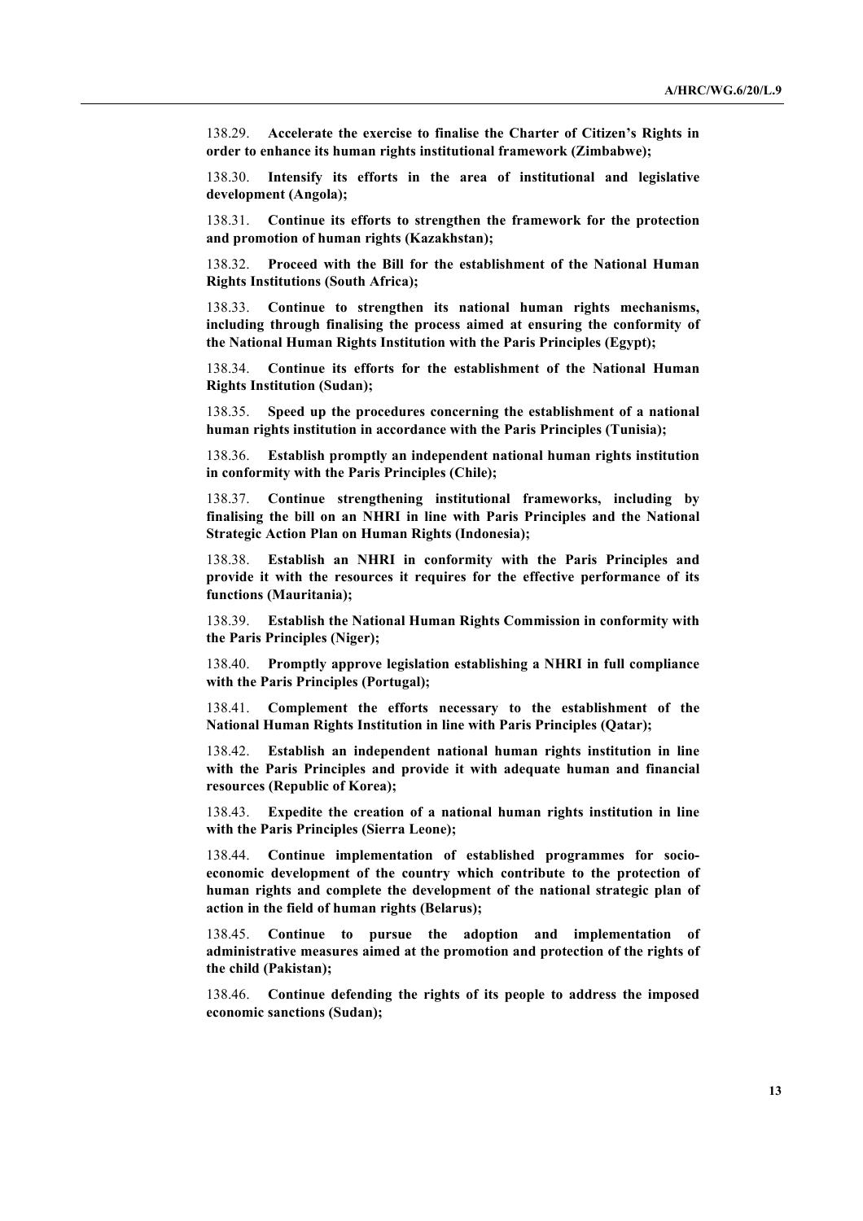138.29. **Accelerate the exercise to finalise the Charter of Citizen's Rights in order to enhance its human rights institutional framework (Zimbabwe);**

138.30. **Intensify its efforts in the area of institutional and legislative development (Angola);**

138.31. **Continue its efforts to strengthen the framework for the protection and promotion of human rights (Kazakhstan);**

138.32. **Proceed with the Bill for the establishment of the National Human Rights Institutions (South Africa);**

138.33. **Continue to strengthen its national human rights mechanisms, including through finalising the process aimed at ensuring the conformity of the National Human Rights Institution with the Paris Principles (Egypt);**

138.34. **Continue its efforts for the establishment of the National Human Rights Institution (Sudan);**

138.35. **Speed up the procedures concerning the establishment of a national human rights institution in accordance with the Paris Principles (Tunisia);**

138.36. **Establish promptly an independent national human rights institution in conformity with the Paris Principles (Chile);**

138.37. **Continue strengthening institutional frameworks, including by finalising the bill on an NHRI in line with Paris Principles and the National Strategic Action Plan on Human Rights (Indonesia);**

138.38. **Establish an NHRI in conformity with the Paris Principles and provide it with the resources it requires for the effective performance of its functions (Mauritania);**

138.39. **Establish the National Human Rights Commission in conformity with the Paris Principles (Niger);**

138.40. **Promptly approve legislation establishing a NHRI in full compliance with the Paris Principles (Portugal);**

138.41. **Complement the efforts necessary to the establishment of the National Human Rights Institution in line with Paris Principles (Qatar);**

138.42. **Establish an independent national human rights institution in line with the Paris Principles and provide it with adequate human and financial resources (Republic of Korea);**

138.43. **Expedite the creation of a national human rights institution in line with the Paris Principles (Sierra Leone);**

138.44. **Continue implementation of established programmes for socio-economic development of the country which contribute to the protection of human rights and complete the development of the national strategic plan of action in the field of human rights (Belarus);**

138.45. **Continue to pursue the adoption and implementation of administrative measures aimed at the promotion and protection of the rights of the child (Pakistan);**

138.46. **Continue defending the rights of its people to address the imposed economic sanctions (Sudan);**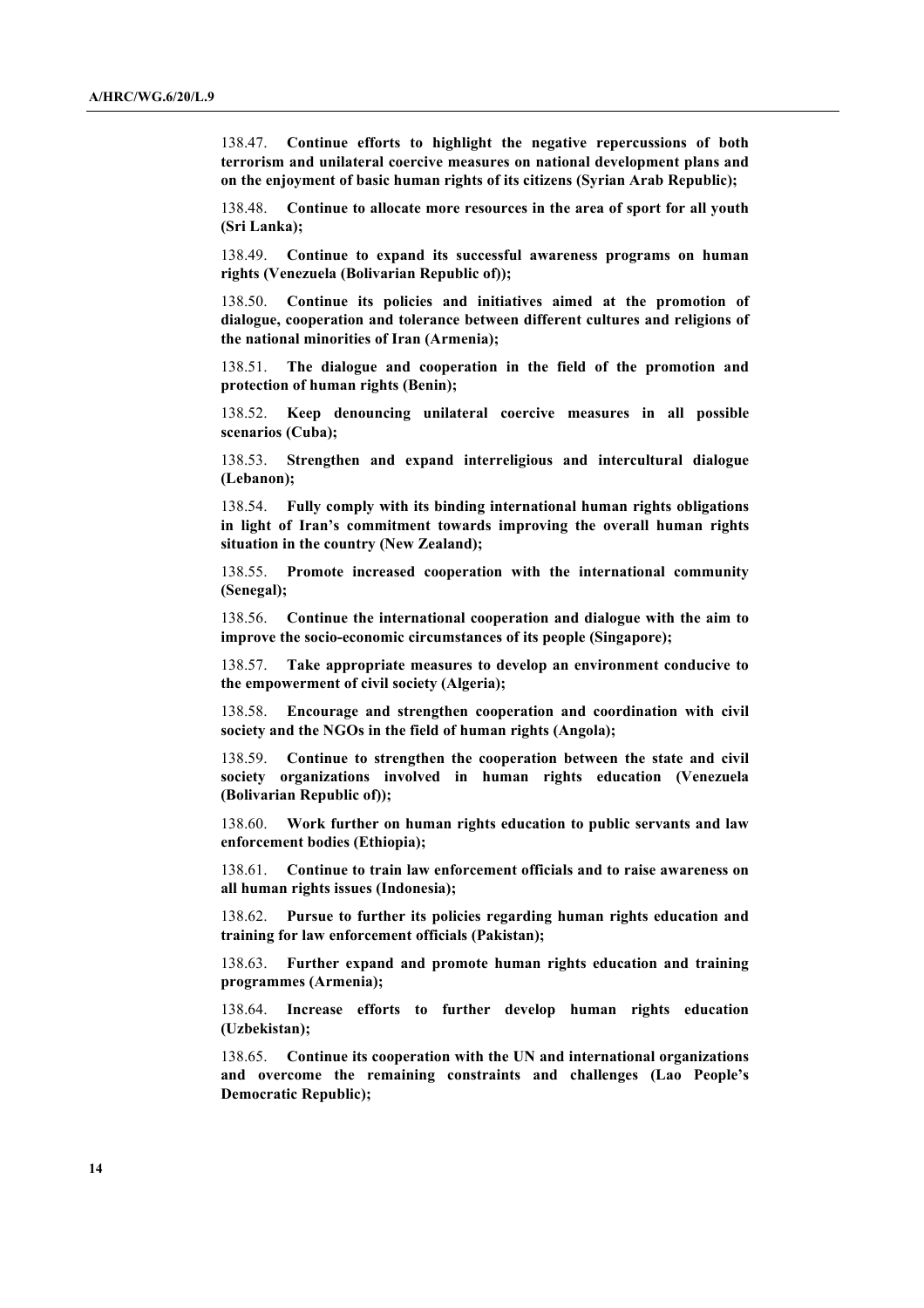138.47. **Continue efforts to highlight the negative repercussions of both terrorism and unilateral coercive measures on national development plans and on the enjoyment of basic human rights of its citizens (Syrian Arab Republic);**

138.48. **Continue to allocate more resources in the area of sport for all youth (Sri Lanka);**

138.49. **Continue to expand its successful awareness programs on human rights (Venezuela (Bolivarian Republic of));**

138.50. **Continue its policies and initiatives aimed at the promotion of dialogue, cooperation and tolerance between different cultures and religions of the national minorities of Iran (Armenia);**

138.51. **The dialogue and cooperation in the field of the promotion and protection of human rights (Benin);**

138.52. **Keep denouncing unilateral coercive measures in all possible scenarios (Cuba);**

138.53. **Strengthen and expand interreligious and intercultural dialogue (Lebanon);**

138.54. **Fully comply with its binding international human rights obligations in light of Iran's commitment towards improving the overall human rights situation in the country (New Zealand);**

138.55. **Promote increased cooperation with the international community (Senegal);**

138.56. **Continue the international cooperation and dialogue with the aim to improve the socio-economic circumstances of its people (Singapore);**

138.57. **Take appropriate measures to develop an environment conducive to the empowerment of civil society (Algeria);**

138.58. **Encourage and strengthen cooperation and coordination with civil society and the NGOs in the field of human rights (Angola);**

138.59. **Continue to strengthen the cooperation between the state and civil society organizations involved in human rights education (Venezuela (Bolivarian Republic of));**

138.60. **Work further on human rights education to public servants and law enforcement bodies (Ethiopia);**

138.61. **Continue to train law enforcement officials and to raise awareness on all human rights issues (Indonesia);**

138.62. **Pursue to further its policies regarding human rights education and training for law enforcement officials (Pakistan);**

138.63. **Further expand and promote human rights education and training programmes (Armenia);**

138.64. **Increase efforts to further develop human rights education (Uzbekistan);**

138.65. **Continue its cooperation with the UN and international organizations and overcome the remaining constraints and challenges (Lao People's Democratic Republic);**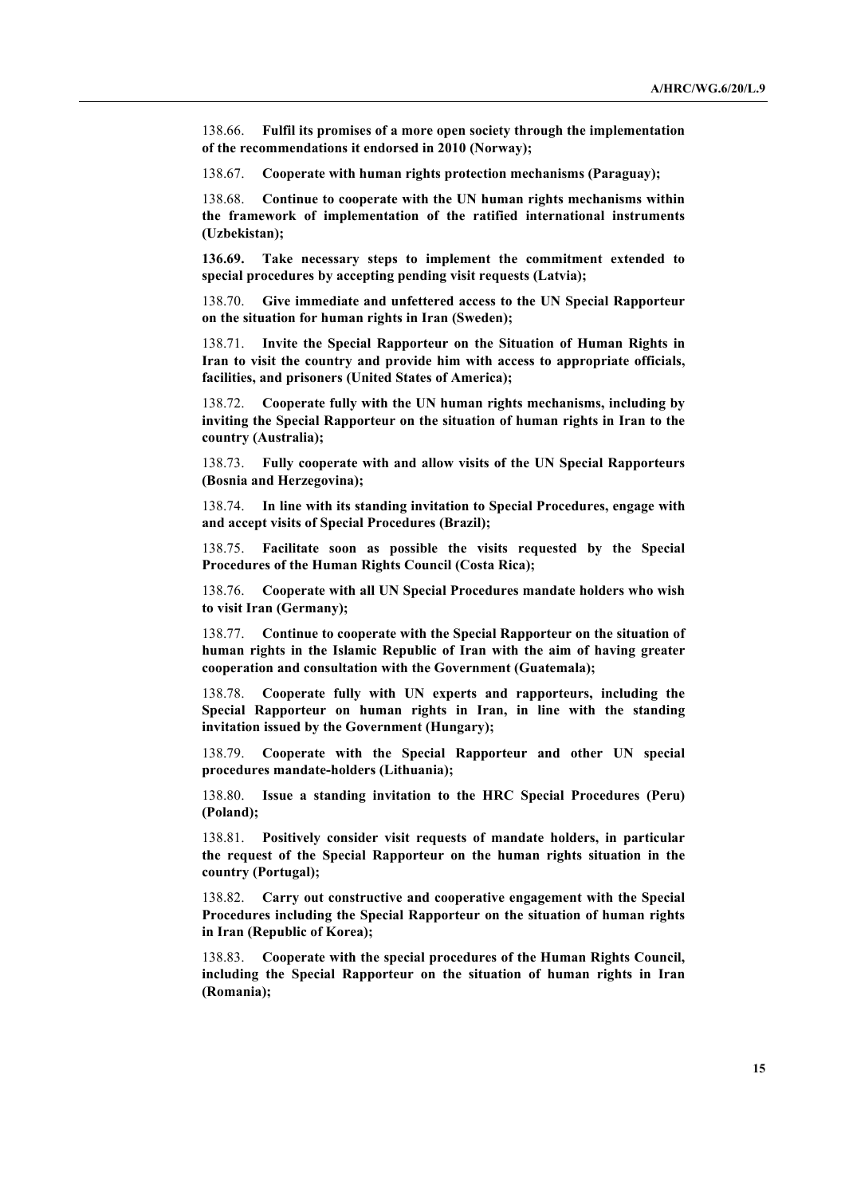138.66. **Fulfil its promises of a more open society through the implementation of the recommendations it endorsed in 2010 (Norway);**

138.67. **Cooperate with human rights protection mechanisms (Paraguay);**

138.68. **Continue to cooperate with the UN human rights mechanisms within the framework of implementation of the ratified international instruments (Uzbekistan);**

**136.69. Take necessary steps to implement the commitment extended to special procedures by accepting pending visit requests (Latvia);**

138.70. **Give immediate and unfettered access to the UN Special Rapporteur on the situation for human rights in Iran (Sweden);**

138.71. **Invite the Special Rapporteur on the Situation of Human Rights in Iran to visit the country and provide him with access to appropriate officials, facilities, and prisoners (United States of America);**

138.72. **Cooperate fully with the UN human rights mechanisms, including by inviting the Special Rapporteur on the situation of human rights in Iran to the country (Australia);**

138.73. **Fully cooperate with and allow visits of the UN Special Rapporteurs (Bosnia and Herzegovina);**

138.74. **In line with its standing invitation to Special Procedures, engage with and accept visits of Special Procedures (Brazil);**

138.75. **Facilitate soon as possible the visits requested by the Special Procedures of the Human Rights Council (Costa Rica);**

138.76. **Cooperate with all UN Special Procedures mandate holders who wish to visit Iran (Germany);**

138.77. **Continue to cooperate with the Special Rapporteur on the situation of human rights in the Islamic Republic of Iran with the aim of having greater cooperation and consultation with the Government (Guatemala);**

138.78. **Cooperate fully with UN experts and rapporteurs, including the Special Rapporteur on human rights in Iran, in line with the standing invitation issued by the Government (Hungary);**

138.79. **Cooperate with the Special Rapporteur and other UN special procedures mandate-holders (Lithuania);**

138.80. **Issue a standing invitation to the HRC Special Procedures (Peru) (Poland);**

138.81. **Positively consider visit requests of mandate holders, in particular the request of the Special Rapporteur on the human rights situation in the country (Portugal);**

138.82. **Carry out constructive and cooperative engagement with the Special Procedures including the Special Rapporteur on the situation of human rights in Iran (Republic of Korea);**

138.83. **Cooperate with the special procedures of the Human Rights Council, including the Special Rapporteur on the situation of human rights in Iran (Romania);**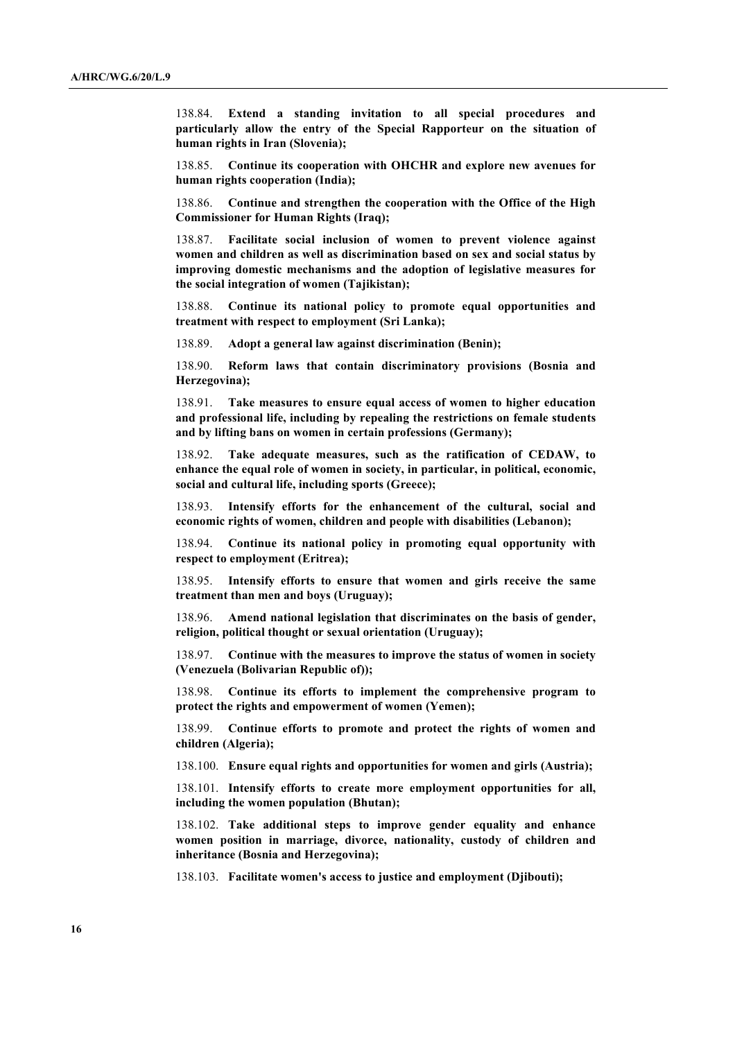138.84. **Extend a standing invitation to all special procedures and particularly allow the entry of the Special Rapporteur on the situation of human rights in Iran (Slovenia);**

138.85. **Continue its cooperation with OHCHR and explore new avenues for human rights cooperation (India);**

138.86. **Continue and strengthen the cooperation with the Office of the High Commissioner for Human Rights (Iraq);**

138.87. **Facilitate social inclusion of women to prevent violence against women and children as well as discrimination based on sex and social status by improving domestic mechanisms and the adoption of legislative measures for the social integration of women (Tajikistan);**

138.88. **Continue its national policy to promote equal opportunities and treatment with respect to employment (Sri Lanka);**

138.89. **Adopt a general law against discrimination (Benin);**

138.90. **Reform laws that contain discriminatory provisions (Bosnia and Herzegovina);**

138.91. **Take measures to ensure equal access of women to higher education and professional life, including by repealing the restrictions on female students and by lifting bans on women in certain professions (Germany);**

138.92. **Take adequate measures, such as the ratification of CEDAW, to enhance the equal role of women in society, in particular, in political, economic, social and cultural life, including sports (Greece);**

138.93. **Intensify efforts for the enhancement of the cultural, social and economic rights of women, children and people with disabilities (Lebanon);**

138.94. **Continue its national policy in promoting equal opportunity with respect to employment (Eritrea);**

138.95. **Intensify efforts to ensure that women and girls receive the same treatment than men and boys (Uruguay);**

138.96. **Amend national legislation that discriminates on the basis of gender, religion, political thought or sexual orientation (Uruguay);**

138.97. **Continue with the measures to improve the status of women in society (Venezuela (Bolivarian Republic of));**

138.98. **Continue its efforts to implement the comprehensive program to protect the rights and empowerment of women (Yemen);**

138.99. **Continue efforts to promote and protect the rights of women and children (Algeria);**

138.100. **Ensure equal rights and opportunities for women and girls (Austria);**

138.101. **Intensify efforts to create more employment opportunities for all, including the women population (Bhutan);**

138.102. **Take additional steps to improve gender equality and enhance women position in marriage, divorce, nationality, custody of children and inheritance (Bosnia and Herzegovina);**

138.103. **Facilitate women's access to justice and employment (Djibouti);**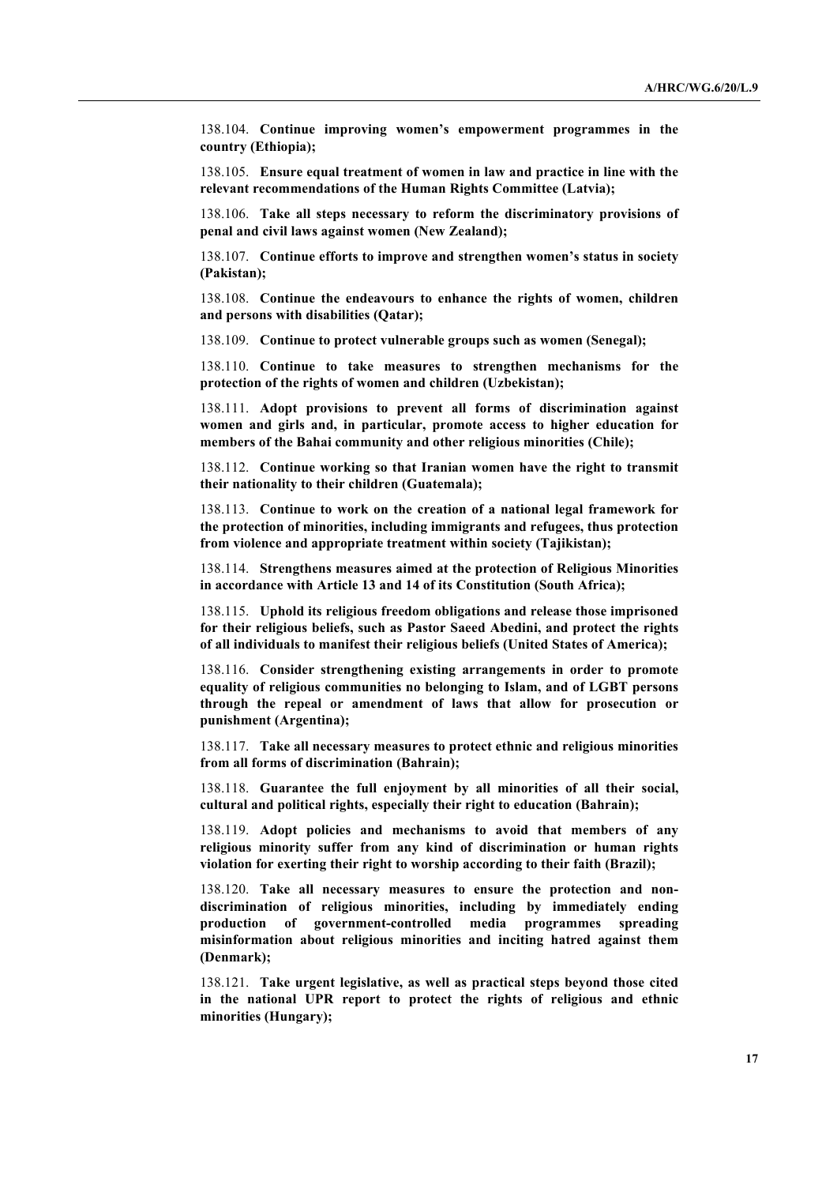138.104. **Continue improving women's empowerment programmes in the country (Ethiopia);**

138.105. **Ensure equal treatment of women in law and practice in line with the relevant recommendations of the Human Rights Committee (Latvia);**

138.106. **Take all steps necessary to reform the discriminatory provisions of penal and civil laws against women (New Zealand);**

138.107. **Continue efforts to improve and strengthen women's status in society (Pakistan);**

138.108. **Continue the endeavours to enhance the rights of women, children and persons with disabilities (Qatar);**

138.109. **Continue to protect vulnerable groups such as women (Senegal);**

138.110. **Continue to take measures to strengthen mechanisms for the protection of the rights of women and children (Uzbekistan);**

138.111. **Adopt provisions to prevent all forms of discrimination against women and girls and, in particular, promote access to higher education for members of the Bahai community and other religious minorities (Chile);**

138.112. **Continue working so that Iranian women have the right to transmit their nationality to their children (Guatemala);**

138.113. **Continue to work on the creation of a national legal framework for the protection of minorities, including immigrants and refugees, thus protection from violence and appropriate treatment within society (Tajikistan);**

138.114. **Strengthens measures aimed at the protection of Religious Minorities in accordance with Article 13 and 14 of its Constitution (South Africa);**

138.115. **Uphold its religious freedom obligations and release those imprisoned for their religious beliefs, such as Pastor Saeed Abedini, and protect the rights of all individuals to manifest their religious beliefs (United States of America);**

138.116. **Consider strengthening existing arrangements in order to promote equality of religious communities no belonging to Islam, and of LGBT persons through the repeal or amendment of laws that allow for prosecution or punishment (Argentina);**

138.117. **Take all necessary measures to protect ethnic and religious minorities from all forms of discrimination (Bahrain);**

138.118. **Guarantee the full enjoyment by all minorities of all their social, cultural and political rights, especially their right to education (Bahrain);**

138.119. **Adopt policies and mechanisms to avoid that members of any religious minority suffer from any kind of discrimination or human rights violation for exerting their right to worship according to their faith (Brazil);**

138.120. **Take all necessary measures to ensure the protection and non-discrimination of religious minorities, including by immediately ending production of government-controlled media programmes spreading misinformation about religious minorities and inciting hatred against them (Denmark);**

138.121. **Take urgent legislative, as well as practical steps beyond those cited in the national UPR report to protect the rights of religious and ethnic minorities (Hungary);**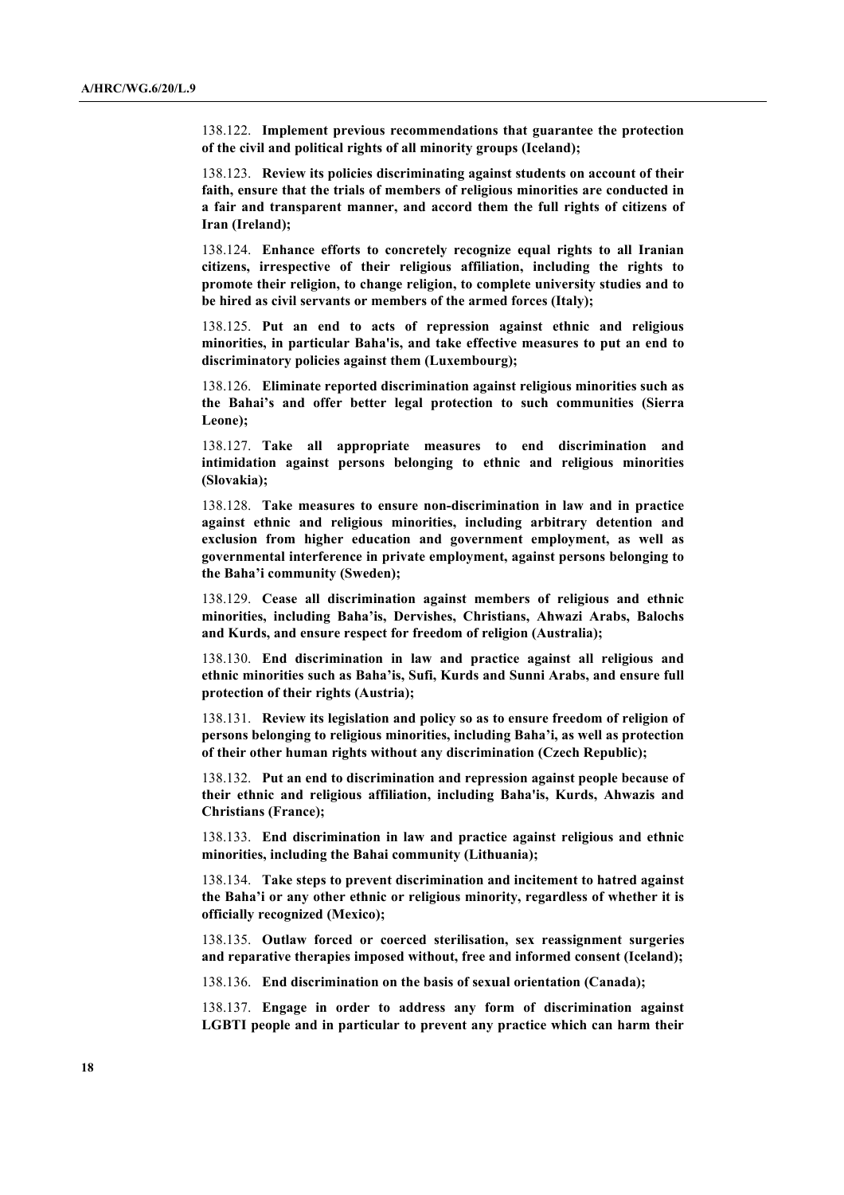138.122. **Implement previous recommendations that guarantee the protection of the civil and political rights of all minority groups (Iceland);**

138.123. **Review its policies discriminating against students on account of their faith, ensure that the trials of members of religious minorities are conducted in a fair and transparent manner, and accord them the full rights of citizens of Iran (Ireland);**

138.124. **Enhance efforts to concretely recognize equal rights to all Iranian citizens, irrespective of their religious affiliation, including the rights to promote their religion, to change religion, to complete university studies and to be hired as civil servants or members of the armed forces (Italy);**

138.125. **Put an end to acts of repression against ethnic and religious minorities, in particular Baha'is, and take effective measures to put an end to discriminatory policies against them (Luxembourg);**

138.126. **Eliminate reported discrimination against religious minorities such as the Bahai's and offer better legal protection to such communities (Sierra Leone);**

138.127. **Take all appropriate measures to end discrimination and intimidation against persons belonging to ethnic and religious minorities (Slovakia);**

138.128. **Take measures to ensure non-discrimination in law and in practice against ethnic and religious minorities, including arbitrary detention and exclusion from higher education and government employment, as well as governmental interference in private employment, against persons belonging to the Baha'i community (Sweden);**

138.129. **Cease all discrimination against members of religious and ethnic minorities, including Baha'is, Dervishes, Christians, Ahwazi Arabs, Balochs and Kurds, and ensure respect for freedom of religion (Australia);**

138.130. **End discrimination in law and practice against all religious and ethnic minorities such as Baha'is, Sufi, Kurds and Sunni Arabs, and ensure full protection of their rights (Austria);**

138.131. **Review its legislation and policy so as to ensure freedom of religion of persons belonging to religious minorities, including Baha'i, as well as protection of their other human rights without any discrimination (Czech Republic);**

138.132. **Put an end to discrimination and repression against people because of their ethnic and religious affiliation, including Baha'is, Kurds, Ahwazis and Christians (France);**

138.133. **End discrimination in law and practice against religious and ethnic minorities, including the Bahai community (Lithuania);**

138.134. **Take steps to prevent discrimination and incitement to hatred against the Baha'i or any other ethnic or religious minority, regardless of whether it is officially recognized (Mexico);**

138.135. **Outlaw forced or coerced sterilisation, sex reassignment surgeries and reparative therapies imposed without, free and informed consent (Iceland);**

138.136. **End discrimination on the basis of sexual orientation (Canada);**

138.137. **Engage in order to address any form of discrimination against LGBTI people and in particular to prevent any practice which can harm their**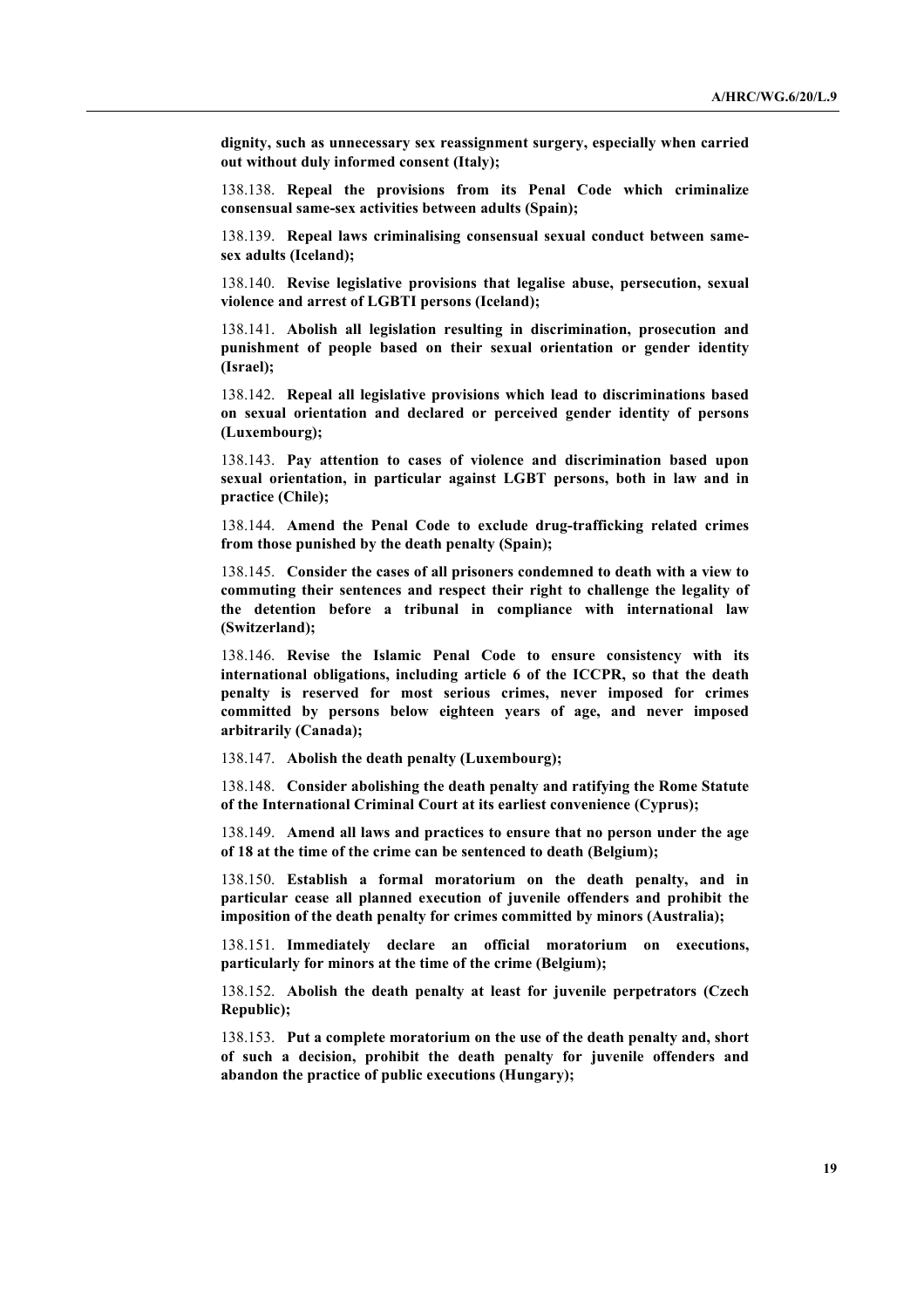**dignity, such as unnecessary sex reassignment surgery, especially when carried out without duly informed consent (Italy);**

138.138. **Repeal the provisions from its Penal Code which criminalize consensual same-sex activities between adults (Spain);**

138.139. **Repeal laws criminalising consensual sexual conduct between same-sex adults (Iceland);**

138.140. **Revise legislative provisions that legalise abuse, persecution, sexual violence and arrest of LGBTI persons (Iceland);**

138.141. **Abolish all legislation resulting in discrimination, prosecution and punishment of people based on their sexual orientation or gender identity (Israel);**

138.142. **Repeal all legislative provisions which lead to discriminations based on sexual orientation and declared or perceived gender identity of persons (Luxembourg);**

138.143. **Pay attention to cases of violence and discrimination based upon sexual orientation, in particular against LGBT persons, both in law and in practice (Chile);**

138.144. **Amend the Penal Code to exclude drug-trafficking related crimes from those punished by the death penalty (Spain);**

138.145. **Consider the cases of all prisoners condemned to death with a view to commuting their sentences and respect their right to challenge the legality of the detention before a tribunal in compliance with international law (Switzerland);**

138.146. **Revise the Islamic Penal Code to ensure consistency with its international obligations, including article 6 of the ICCPR, so that the death penalty is reserved for most serious crimes, never imposed for crimes committed by persons below eighteen years of age, and never imposed arbitrarily (Canada);**

138.147. **Abolish the death penalty (Luxembourg);**

138.148. **Consider abolishing the death penalty and ratifying the Rome Statute of the International Criminal Court at its earliest convenience (Cyprus);**

138.149. **Amend all laws and practices to ensure that no person under the age of 18 at the time of the crime can be sentenced to death (Belgium);**

138.150. **Establish a formal moratorium on the death penalty, and in particular cease all planned execution of juvenile offenders and prohibit the imposition of the death penalty for crimes committed by minors (Australia);**

138.151. **Immediately declare an official moratorium on executions, particularly for minors at the time of the crime (Belgium);**

138.152. **Abolish the death penalty at least for juvenile perpetrators (Czech Republic);**

138.153. **Put a complete moratorium on the use of the death penalty and, short of such a decision, prohibit the death penalty for juvenile offenders and abandon the practice of public executions (Hungary);**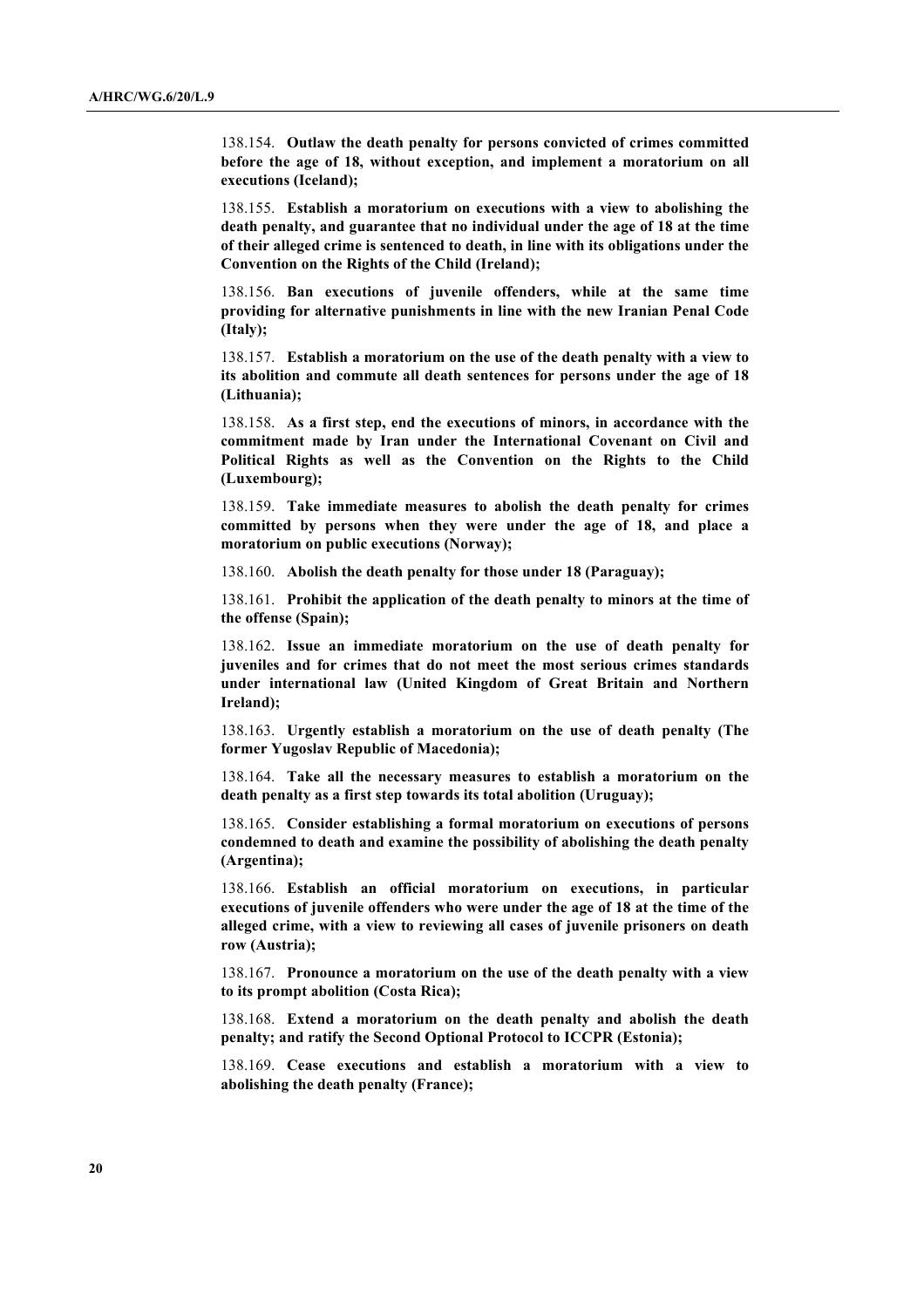138.154. **Outlaw the death penalty for persons convicted of crimes committed before the age of 18, without exception, and implement a moratorium on all executions (Iceland);**

138.155. **Establish a moratorium on executions with a view to abolishing the death penalty, and guarantee that no individual under the age of 18 at the time of their alleged crime is sentenced to death, in line with its obligations under the Convention on the Rights of the Child (Ireland);**

138.156. **Ban executions of juvenile offenders, while at the same time providing for alternative punishments in line with the new Iranian Penal Code (Italy);**

138.157. **Establish a moratorium on the use of the death penalty with a view to its abolition and commute all death sentences for persons under the age of 18 (Lithuania);**

138.158. **As a first step, end the executions of minors, in accordance with the commitment made by Iran under the International Covenant on Civil and Political Rights as well as the Convention on the Rights to the Child (Luxembourg);**

138.159. **Take immediate measures to abolish the death penalty for crimes committed by persons when they were under the age of 18, and place a moratorium on public executions (Norway);**

138.160. **Abolish the death penalty for those under 18 (Paraguay);**

138.161. **Prohibit the application of the death penalty to minors at the time of the offense (Spain);**

138.162. **Issue an immediate moratorium on the use of death penalty for juveniles and for crimes that do not meet the most serious crimes standards under international law (United Kingdom of Great Britain and Northern Ireland);**

138.163. **Urgently establish a moratorium on the use of death penalty (The former Yugoslav Republic of Macedonia);**

138.164. **Take all the necessary measures to establish a moratorium on the death penalty as a first step towards its total abolition (Uruguay);**

138.165. **Consider establishing a formal moratorium on executions of persons condemned to death and examine the possibility of abolishing the death penalty (Argentina);**

138.166. **Establish an official moratorium on executions, in particular executions of juvenile offenders who were under the age of 18 at the time of the alleged crime, with a view to reviewing all cases of juvenile prisoners on death row (Austria);**

138.167. **Pronounce a moratorium on the use of the death penalty with a view to its prompt abolition (Costa Rica);**

138.168. **Extend a moratorium on the death penalty and abolish the death penalty; and ratify the Second Optional Protocol to ICCPR (Estonia);**

138.169. **Cease executions and establish a moratorium with a view to abolishing the death penalty (France);**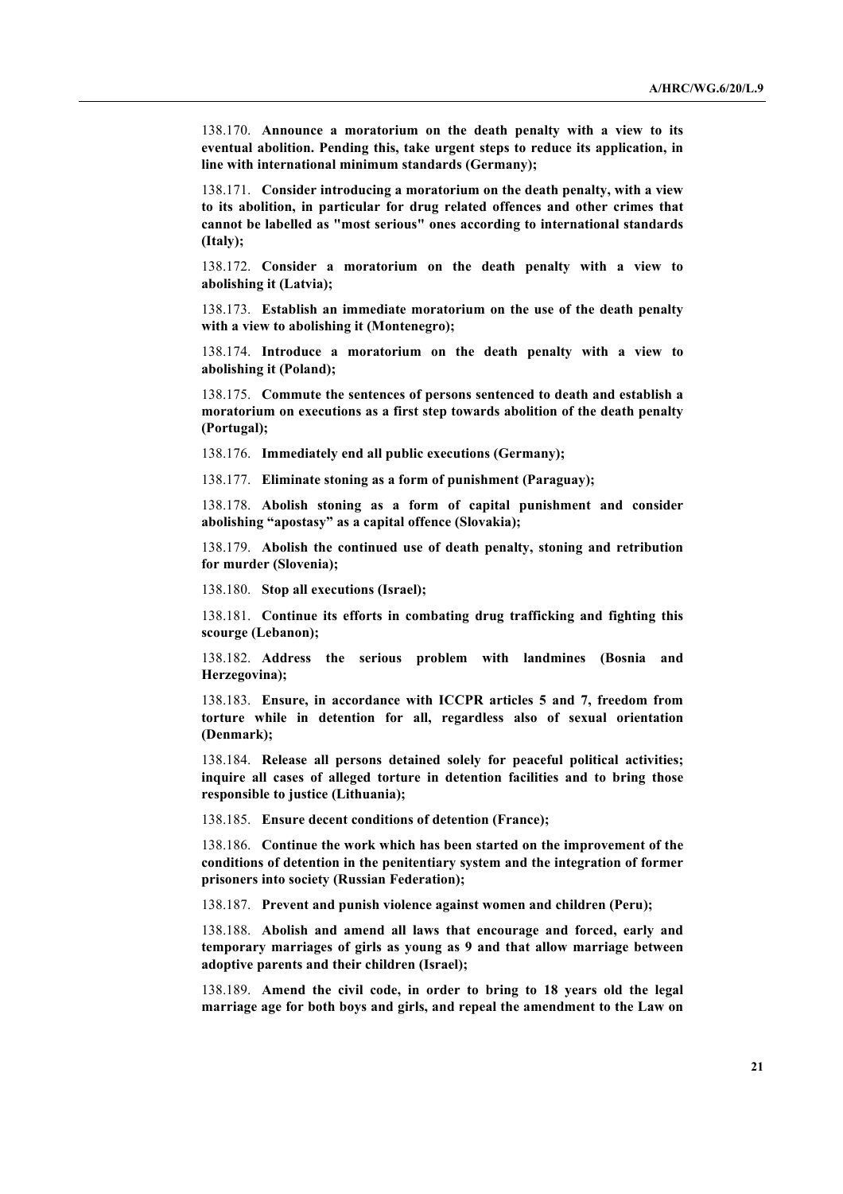138.170. **Announce a moratorium on the death penalty with a view to its eventual abolition. Pending this, take urgent steps to reduce its application, in line with international minimum standards (Germany);**

138.171. **Consider introducing a moratorium on the death penalty, with a view to its abolition, in particular for drug related offences and other crimes that cannot be labelled as "most serious" ones according to international standards (Italy);**

138.172. **Consider a moratorium on the death penalty with a view to abolishing it (Latvia);**

138.173. **Establish an immediate moratorium on the use of the death penalty with a view to abolishing it (Montenegro);**

138.174. **Introduce a moratorium on the death penalty with a view to abolishing it (Poland);**

138.175. **Commute the sentences of persons sentenced to death and establish a moratorium on executions as a first step towards abolition of the death penalty (Portugal);**

138.176. **Immediately end all public executions (Germany);**

138.177. **Eliminate stoning as a form of punishment (Paraguay);**

138.178. **Abolish stoning as a form of capital punishment and consider abolishing "apostasy" as a capital offence (Slovakia);**

138.179. **Abolish the continued use of death penalty, stoning and retribution for murder (Slovenia);**

138.180. **Stop all executions (Israel);**

138.181. **Continue its efforts in combating drug trafficking and fighting this scourge (Lebanon);**

138.182. **Address the serious problem with landmines (Bosnia and Herzegovina);**

138.183. **Ensure, in accordance with ICCPR articles 5 and 7, freedom from torture while in detention for all, regardless also of sexual orientation (Denmark);**

138.184. **Release all persons detained solely for peaceful political activities; inquire all cases of alleged torture in detention facilities and to bring those responsible to justice (Lithuania);**

138.185. **Ensure decent conditions of detention (France);**

138.186. **Continue the work which has been started on the improvement of the conditions of detention in the penitentiary system and the integration of former prisoners into society (Russian Federation);**

138.187. **Prevent and punish violence against women and children (Peru);**

138.188. **Abolish and amend all laws that encourage and forced, early and temporary marriages of girls as young as 9 and that allow marriage between adoptive parents and their children (Israel);**

138.189. **Amend the civil code, in order to bring to 18 years old the legal marriage age for both boys and girls, and repeal the amendment to the Law on**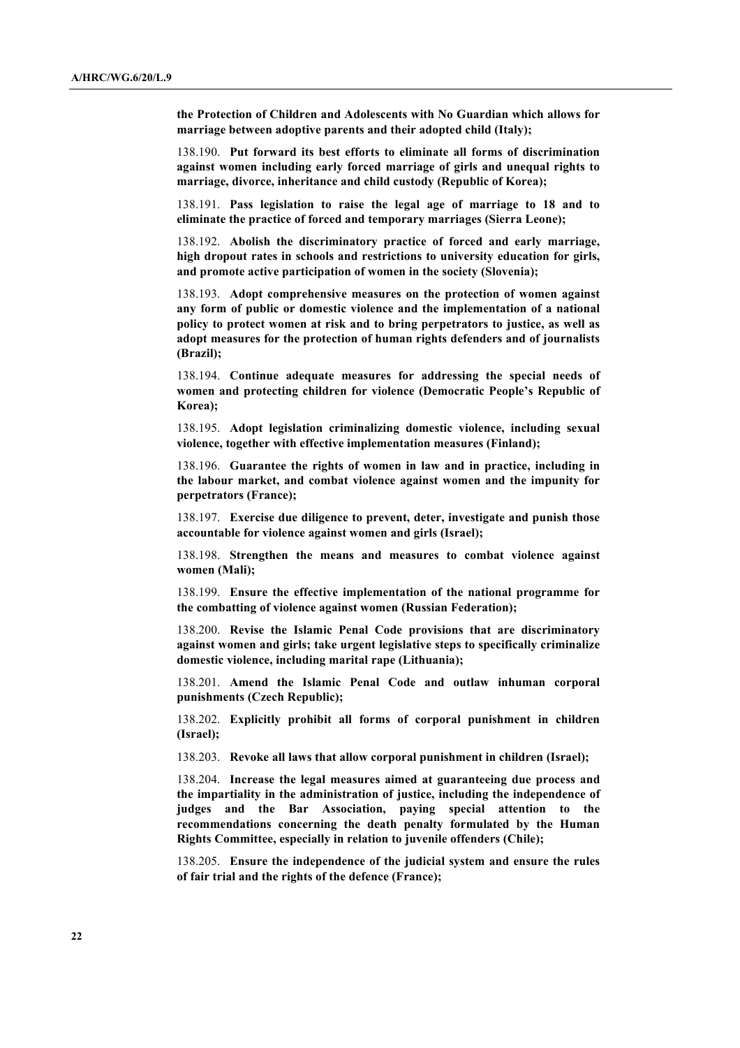**the Protection of Children and Adolescents with No Guardian which allows for marriage between adoptive parents and their adopted child (Italy);**

138.190. **Put forward its best efforts to eliminate all forms of discrimination against women including early forced marriage of girls and unequal rights to marriage, divorce, inheritance and child custody (Republic of Korea);**

138.191. **Pass legislation to raise the legal age of marriage to 18 and to eliminate the practice of forced and temporary marriages (Sierra Leone);**

138.192. **Abolish the discriminatory practice of forced and early marriage, high dropout rates in schools and restrictions to university education for girls, and promote active participation of women in the society (Slovenia);**

138.193. **Adopt comprehensive measures on the protection of women against any form of public or domestic violence and the implementation of a national policy to protect women at risk and to bring perpetrators to justice, as well as adopt measures for the protection of human rights defenders and of journalists (Brazil);**

138.194. **Continue adequate measures for addressing the special needs of women and protecting children for violence (Democratic People's Republic of Korea);**

138.195. **Adopt legislation criminalizing domestic violence, including sexual violence, together with effective implementation measures (Finland);**

138.196. **Guarantee the rights of women in law and in practice, including in the labour market, and combat violence against women and the impunity for perpetrators (France);**

138.197. **Exercise due diligence to prevent, deter, investigate and punish those accountable for violence against women and girls (Israel);**

138.198. **Strengthen the means and measures to combat violence against women (Mali);**

138.199. **Ensure the effective implementation of the national programme for the combatting of violence against women (Russian Federation);**

138.200. **Revise the Islamic Penal Code provisions that are discriminatory against women and girls; take urgent legislative steps to specifically criminalize domestic violence, including marital rape (Lithuania);**

138.201. **Amend the Islamic Penal Code and outlaw inhuman corporal punishments (Czech Republic);**

138.202. **Explicitly prohibit all forms of corporal punishment in children (Israel);**

138.203. **Revoke all laws that allow corporal punishment in children (Israel);**

138.204. **Increase the legal measures aimed at guaranteeing due process and the impartiality in the administration of justice, including the independence of judges and the Bar Association, paying special attention to the recommendations concerning the death penalty formulated by the Human Rights Committee, especially in relation to juvenile offenders (Chile);**

138.205. **Ensure the independence of the judicial system and ensure the rules of fair trial and the rights of the defence (France);**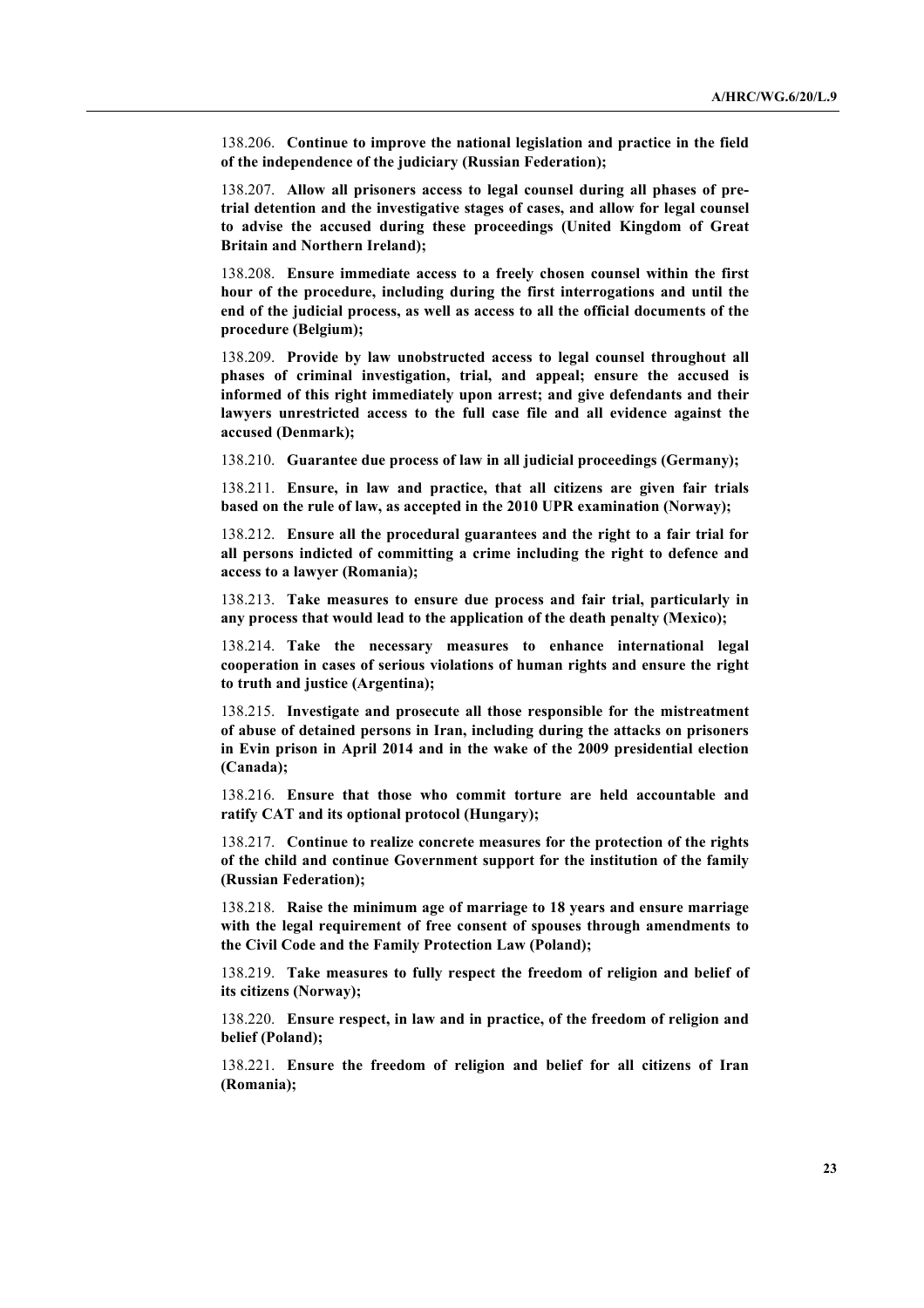138.206. **Continue to improve the national legislation and practice in the field of the independence of the judiciary (Russian Federation);**

138.207. **Allow all prisoners access to legal counsel during all phases of pre-trial detention and the investigative stages of cases, and allow for legal counsel to advise the accused during these proceedings (United Kingdom of Great Britain and Northern Ireland);**

138.208. **Ensure immediate access to a freely chosen counsel within the first hour of the procedure, including during the first interrogations and until the end of the judicial process, as well as access to all the official documents of the procedure (Belgium);**

138.209. **Provide by law unobstructed access to legal counsel throughout all phases of criminal investigation, trial, and appeal; ensure the accused is informed of this right immediately upon arrest; and give defendants and their lawyers unrestricted access to the full case file and all evidence against the accused (Denmark);**

138.210. **Guarantee due process of law in all judicial proceedings (Germany);**

138.211. **Ensure, in law and practice, that all citizens are given fair trials based on the rule of law, as accepted in the 2010 UPR examination (Norway);**

138.212. **Ensure all the procedural guarantees and the right to a fair trial for all persons indicted of committing a crime including the right to defence and access to a lawyer (Romania);**

138.213. **Take measures to ensure due process and fair trial, particularly in any process that would lead to the application of the death penalty (Mexico);**

138.214. **Take the necessary measures to enhance international legal cooperation in cases of serious violations of human rights and ensure the right to truth and justice (Argentina);**

138.215. **Investigate and prosecute all those responsible for the mistreatment of abuse of detained persons in Iran, including during the attacks on prisoners in Evin prison in April 2014 and in the wake of the 2009 presidential election (Canada);**

138.216. **Ensure that those who commit torture are held accountable and ratify CAT and its optional protocol (Hungary);**

138.217. **Continue to realize concrete measures for the protection of the rights of the child and continue Government support for the institution of the family (Russian Federation);**

138.218. **Raise the minimum age of marriage to 18 years and ensure marriage with the legal requirement of free consent of spouses through amendments to the Civil Code and the Family Protection Law (Poland);**

138.219. **Take measures to fully respect the freedom of religion and belief of its citizens (Norway);**

138.220. **Ensure respect, in law and in practice, of the freedom of religion and belief (Poland);**

138.221. **Ensure the freedom of religion and belief for all citizens of Iran (Romania);**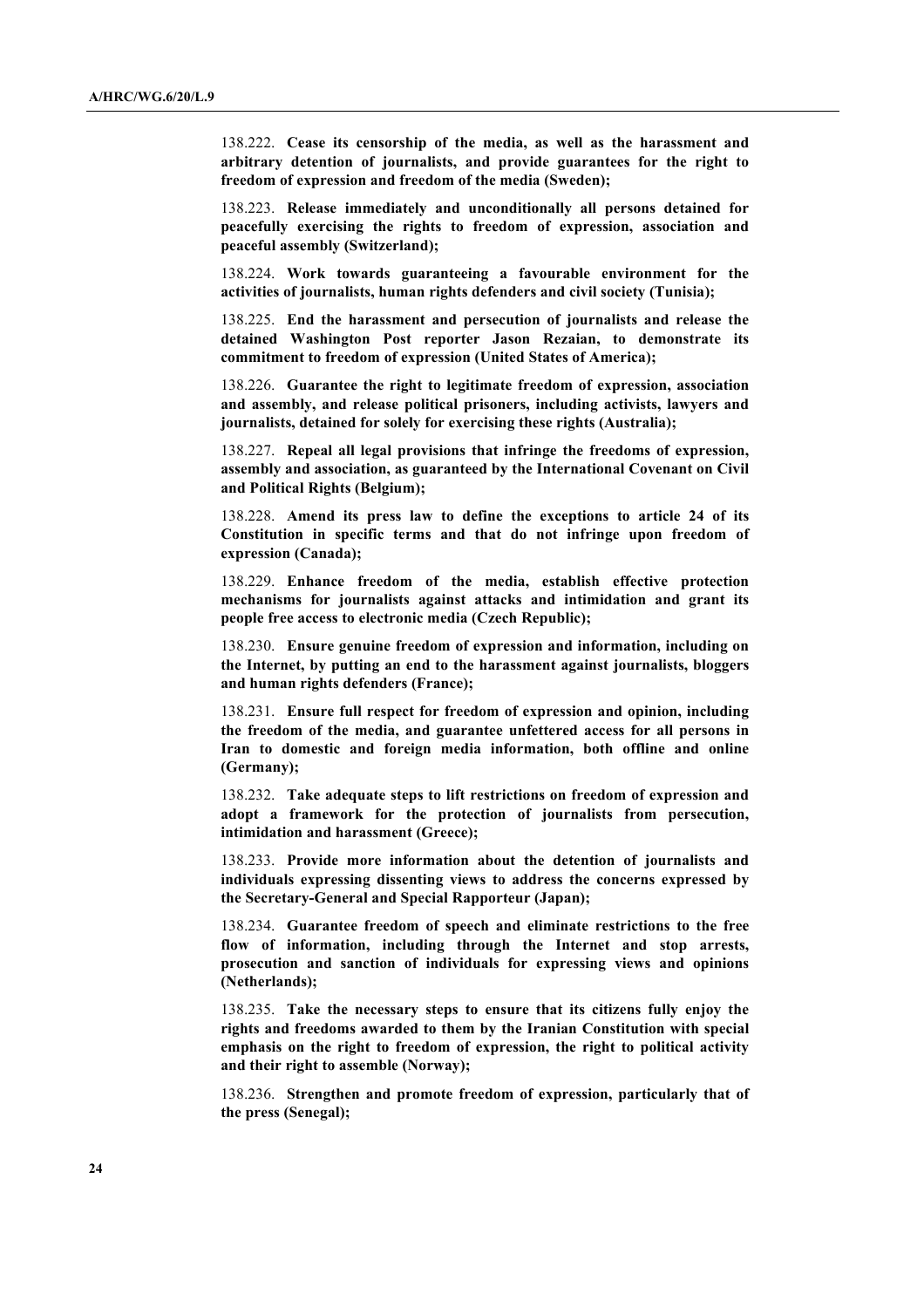138.222. **Cease its censorship of the media, as well as the harassment and arbitrary detention of journalists, and provide guarantees for the right to freedom of expression and freedom of the media (Sweden);**

138.223. **Release immediately and unconditionally all persons detained for peacefully exercising the rights to freedom of expression, association and peaceful assembly (Switzerland);**

138.224. **Work towards guaranteeing a favourable environment for the activities of journalists, human rights defenders and civil society (Tunisia);**

138.225. **End the harassment and persecution of journalists and release the detained Washington Post reporter Jason Rezaian, to demonstrate its commitment to freedom of expression (United States of America);**

138.226. **Guarantee the right to legitimate freedom of expression, association and assembly, and release political prisoners, including activists, lawyers and journalists, detained for solely for exercising these rights (Australia);**

138.227. **Repeal all legal provisions that infringe the freedoms of expression, assembly and association, as guaranteed by the International Covenant on Civil and Political Rights (Belgium);**

138.228. **Amend its press law to define the exceptions to article 24 of its Constitution in specific terms and that do not infringe upon freedom of expression (Canada);**

138.229. **Enhance freedom of the media, establish effective protection mechanisms for journalists against attacks and intimidation and grant its people free access to electronic media (Czech Republic);**

138.230. **Ensure genuine freedom of expression and information, including on the Internet, by putting an end to the harassment against journalists, bloggers and human rights defenders (France);**

138.231. **Ensure full respect for freedom of expression and opinion, including the freedom of the media, and guarantee unfettered access for all persons in Iran to domestic and foreign media information, both offline and online (Germany);**

138.232. **Take adequate steps to lift restrictions on freedom of expression and adopt a framework for the protection of journalists from persecution, intimidation and harassment (Greece);**

138.233. **Provide more information about the detention of journalists and individuals expressing dissenting views to address the concerns expressed by the Secretary-General and Special Rapporteur (Japan);**

138.234. **Guarantee freedom of speech and eliminate restrictions to the free flow of information, including through the Internet and stop arrests, prosecution and sanction of individuals for expressing views and opinions (Netherlands);**

138.235. **Take the necessary steps to ensure that its citizens fully enjoy the rights and freedoms awarded to them by the Iranian Constitution with special emphasis on the right to freedom of expression, the right to political activity and their right to assemble (Norway);**

138.236. **Strengthen and promote freedom of expression, particularly that of the press (Senegal);**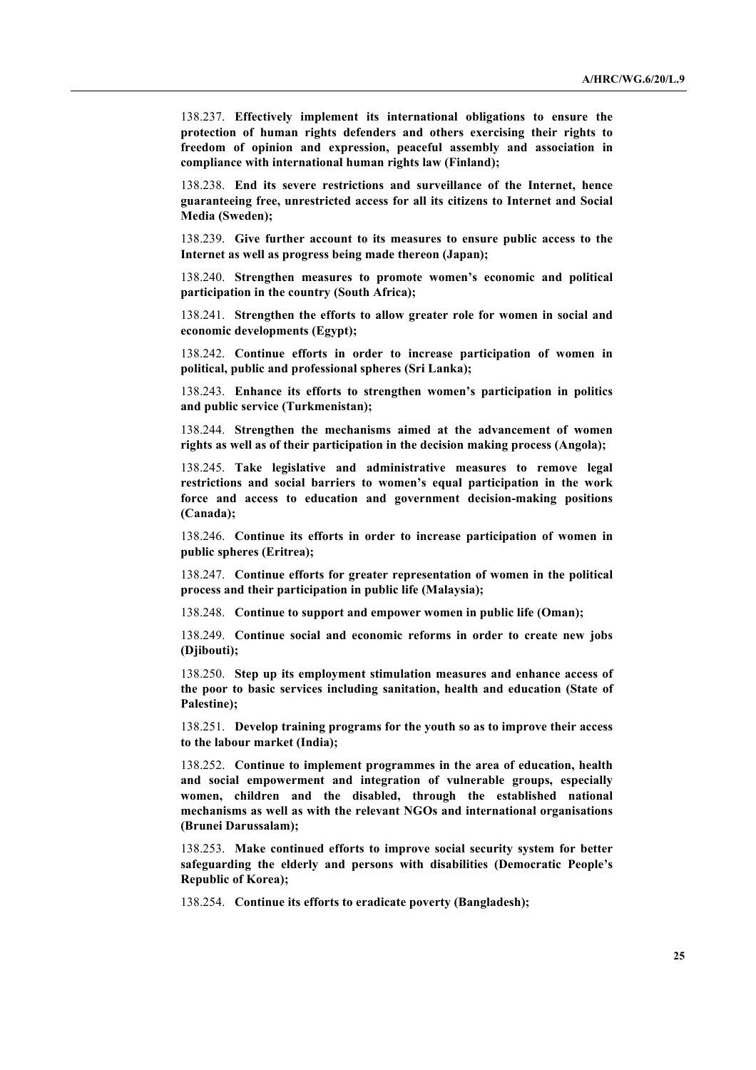138.237. **Effectively implement its international obligations to ensure the protection of human rights defenders and others exercising their rights to freedom of opinion and expression, peaceful assembly and association in compliance with international human rights law (Finland);**

138.238. **End its severe restrictions and surveillance of the Internet, hence guaranteeing free, unrestricted access for all its citizens to Internet and Social Media (Sweden);**

138.239. **Give further account to its measures to ensure public access to the Internet as well as progress being made thereon (Japan);**

138.240. **Strengthen measures to promote women's economic and political participation in the country (South Africa);**

138.241. **Strengthen the efforts to allow greater role for women in social and economic developments (Egypt);**

138.242. **Continue efforts in order to increase participation of women in political, public and professional spheres (Sri Lanka);**

138.243. **Enhance its efforts to strengthen women's participation in politics and public service (Turkmenistan);**

138.244. **Strengthen the mechanisms aimed at the advancement of women rights as well as of their participation in the decision making process (Angola);**

138.245. **Take legislative and administrative measures to remove legal restrictions and social barriers to women's equal participation in the work force and access to education and government decision-making positions (Canada);**

138.246. **Continue its efforts in order to increase participation of women in public spheres (Eritrea);**

138.247. **Continue efforts for greater representation of women in the political process and their participation in public life (Malaysia);**

138.248. **Continue to support and empower women in public life (Oman);**

138.249. **Continue social and economic reforms in order to create new jobs (Djibouti);**

138.250. **Step up its employment stimulation measures and enhance access of the poor to basic services including sanitation, health and education (State of Palestine);**

138.251. **Develop training programs for the youth so as to improve their access to the labour market (India);**

138.252. **Continue to implement programmes in the area of education, health and social empowerment and integration of vulnerable groups, especially women, children and the disabled, through the established national mechanisms as well as with the relevant NGOs and international organisations (Brunei Darussalam);**

138.253. **Make continued efforts to improve social security system for better safeguarding the elderly and persons with disabilities (Democratic People's Republic of Korea);**

138.254. **Continue its efforts to eradicate poverty (Bangladesh);**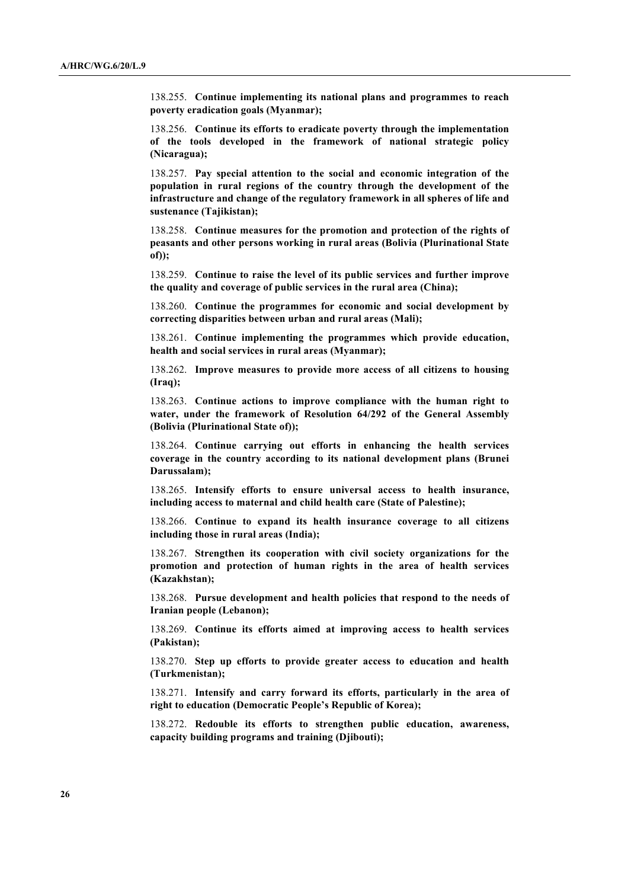138.255. **Continue implementing its national plans and programmes to reach poverty eradication goals (Myanmar);**

138.256. **Continue its efforts to eradicate poverty through the implementation of the tools developed in the framework of national strategic policy (Nicaragua);**

138.257. **Pay special attention to the social and economic integration of the population in rural regions of the country through the development of the infrastructure and change of the regulatory framework in all spheres of life and sustenance (Tajikistan);**

138.258. **Continue measures for the promotion and protection of the rights of peasants and other persons working in rural areas (Bolivia (Plurinational State of));**

138.259. **Continue to raise the level of its public services and further improve the quality and coverage of public services in the rural area (China);**

138.260. **Continue the programmes for economic and social development by correcting disparities between urban and rural areas (Mali);**

138.261. **Continue implementing the programmes which provide education, health and social services in rural areas (Myanmar);**

138.262. **Improve measures to provide more access of all citizens to housing (Iraq);**

138.263. **Continue actions to improve compliance with the human right to water, under the framework of Resolution 64/292 of the General Assembly (Bolivia (Plurinational State of));**

138.264. **Continue carrying out efforts in enhancing the health services coverage in the country according to its national development plans (Brunei Darussalam);**

138.265. **Intensify efforts to ensure universal access to health insurance, including access to maternal and child health care (State of Palestine);**

138.266. **Continue to expand its health insurance coverage to all citizens including those in rural areas (India);**

138.267. **Strengthen its cooperation with civil society organizations for the promotion and protection of human rights in the area of health services (Kazakhstan);**

138.268. **Pursue development and health policies that respond to the needs of Iranian people (Lebanon);**

138.269. **Continue its efforts aimed at improving access to health services (Pakistan);**

138.270. **Step up efforts to provide greater access to education and health (Turkmenistan);**

138.271. **Intensify and carry forward its efforts, particularly in the area of right to education (Democratic People's Republic of Korea);**

138.272. **Redouble its efforts to strengthen public education, awareness, capacity building programs and training (Djibouti);**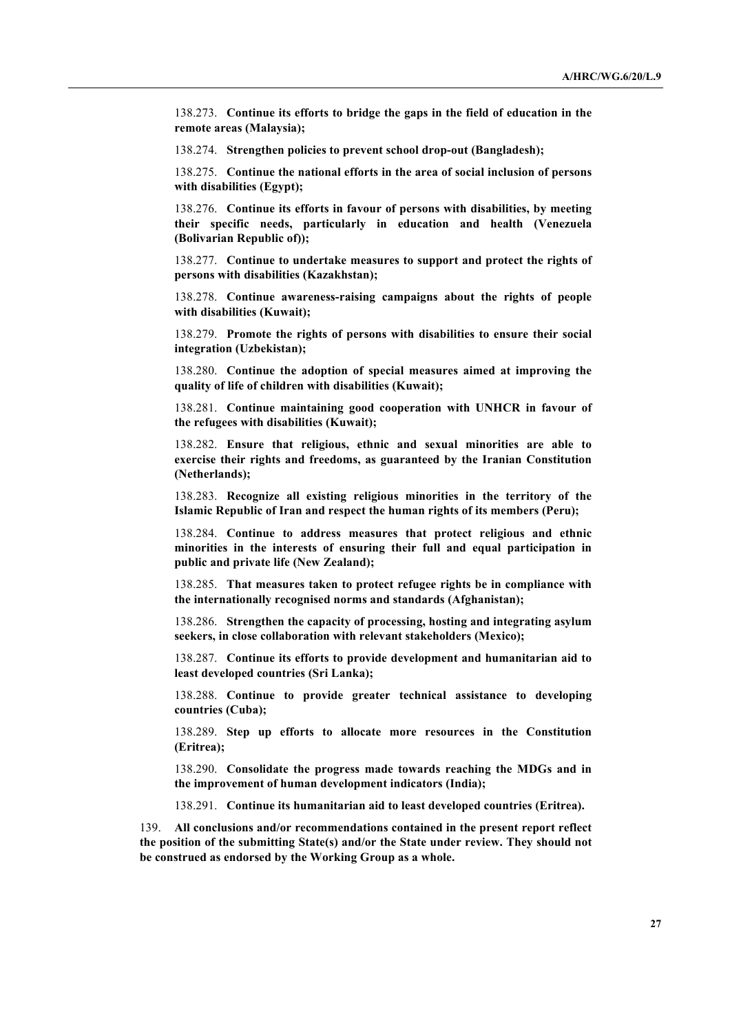138.273. **Continue its efforts to bridge the gaps in the field of education in the remote areas (Malaysia);**

138.274. **Strengthen policies to prevent school drop-out (Bangladesh);**

138.275. **Continue the national efforts in the area of social inclusion of persons with disabilities (Egypt);**

138.276. **Continue its efforts in favour of persons with disabilities, by meeting their specific needs, particularly in education and health (Venezuela (Bolivarian Republic of));**

138.277. **Continue to undertake measures to support and protect the rights of persons with disabilities (Kazakhstan);**

138.278. **Continue awareness-raising campaigns about the rights of people with disabilities (Kuwait);**

138.279. **Promote the rights of persons with disabilities to ensure their social integration (Uzbekistan);**

138.280. **Continue the adoption of special measures aimed at improving the quality of life of children with disabilities (Kuwait);**

138.281. **Continue maintaining good cooperation with UNHCR in favour of the refugees with disabilities (Kuwait);**

138.282. **Ensure that religious, ethnic and sexual minorities are able to exercise their rights and freedoms, as guaranteed by the Iranian Constitution (Netherlands);**

138.283. **Recognize all existing religious minorities in the territory of the Islamic Republic of Iran and respect the human rights of its members (Peru);**

138.284. **Continue to address measures that protect religious and ethnic minorities in the interests of ensuring their full and equal participation in public and private life (New Zealand);**

138.285. **That measures taken to protect refugee rights be in compliance with the internationally recognised norms and standards (Afghanistan);**

138.286. **Strengthen the capacity of processing, hosting and integrating asylum seekers, in close collaboration with relevant stakeholders (Mexico);**

138.287. **Continue its efforts to provide development and humanitarian aid to least developed countries (Sri Lanka);**

138.288. **Continue to provide greater technical assistance to developing countries (Cuba);**

138.289. **Step up efforts to allocate more resources in the Constitution (Eritrea);**

138.290. **Consolidate the progress made towards reaching the MDGs and in the improvement of human development indicators (India);**

138.291. **Continue its humanitarian aid to least developed countries (Eritrea).**

139. **All conclusions and/or recommendations contained in the present report reflect the position of the submitting State(s) and/or the State under review. They should not be construed as endorsed by the Working Group as a whole.**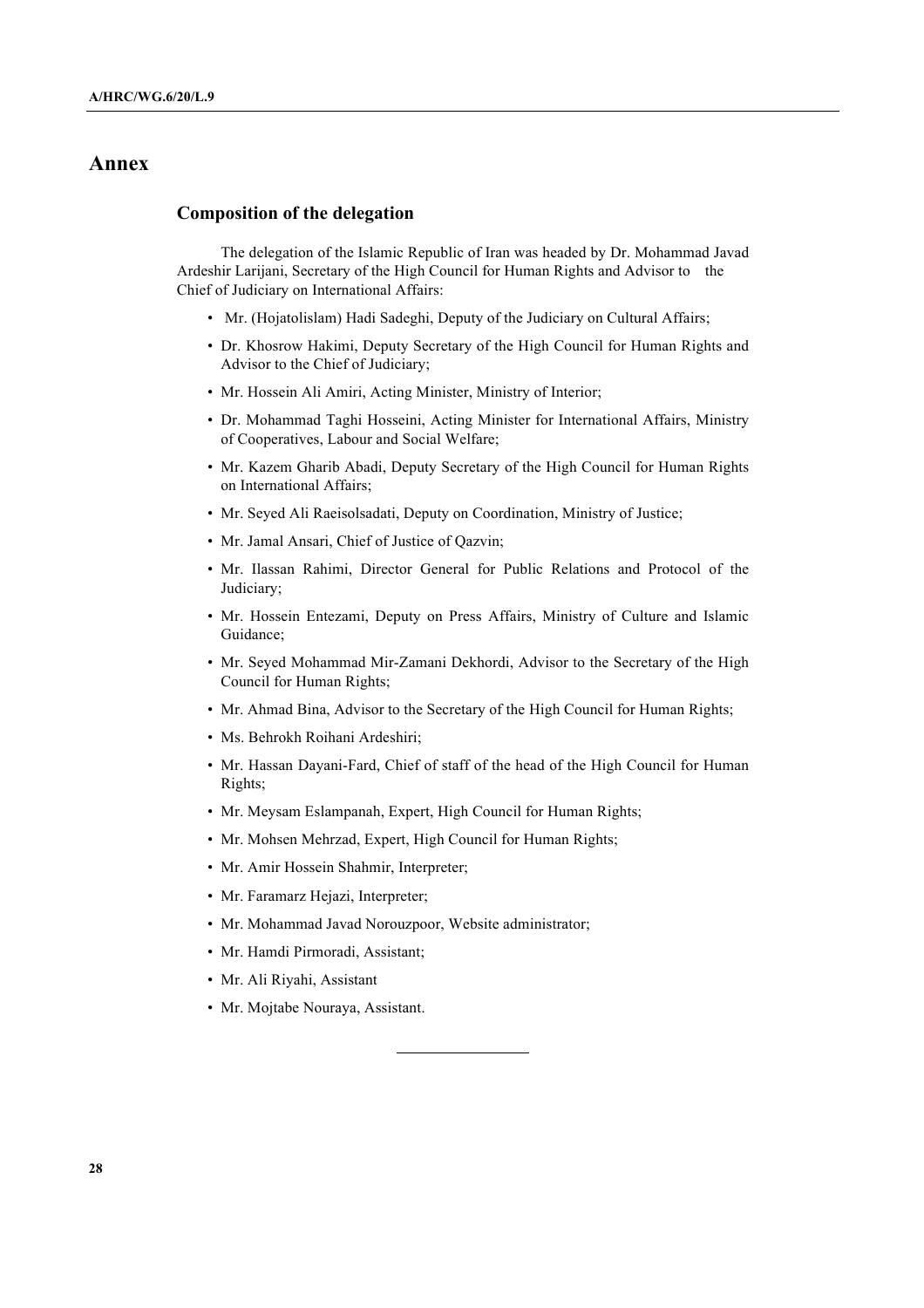# Annex

## Composition of the delegation

The delegation of the Islamic Republic of Iran was headed by Dr. Mohammad Javad Ardeshir Larijani, Secretary of the High Council for Human Rights and Advisor to the Chief of Judiciary on International Affairs:

- Mr. (Hojatolislam) Hadi Sadeghi, Deputy of the Judiciary on Cultural Affairs;
- Dr. Khosrow Hakimi, Deputy Secretary of the High Council for Human Rights and Advisor to the Chief of Judiciary;
- Mr. Hossein Ali Amiri, Acting Minister, Ministry of Interior;
- Dr. Mohammad Taghi Hosseini, Acting Minister for International Affairs, Ministry of Cooperatives, Labour and Social Welfare;
- Mr. Kazem Gharib Abadi, Deputy Secretary of the High Council for Human Rights on International Affairs;
- Mr. Seyed Ali Raeisolsadati, Deputy on Coordination, Ministry of Justice;
- Mr. Jamal Ansari, Chief of Justice of Qazvin;
- Mr. Ilassan Rahimi, Director General for Public Relations and Protocol of the Judiciary;
- Mr. Hossein Entezami, Deputy on Press Affairs, Ministry of Culture and Islamic Guidance;
- Mr. Seyed Mohammad Mir-Zamani Dekhordi, Advisor to the Secretary of the High Council for Human Rights;
- Mr. Ahmad Bina, Advisor to the Secretary of the High Council for Human Rights;
- Ms. Behrokh Roihani Ardeshiri;
- Mr. Hassan Dayani-Fard, Chief of staff of the head of the High Council for Human Rights;
- Mr. Meysam Eslampanah, Expert, High Council for Human Rights;
- Mr. Mohsen Mehrzad, Expert, High Council for Human Rights;
- Mr. Amir Hossein Shahmir, Interpreter;
- Mr. Faramarz Hejazi, Interpreter;
- Mr. Mohammad Javad Norouzpoor, Website administrator;
- Mr. Hamdi Pirmoradi, Assistant;
- Mr. Ali Riyahi, Assistant
- Mr. Mojtabe Nouraya, Assistant.